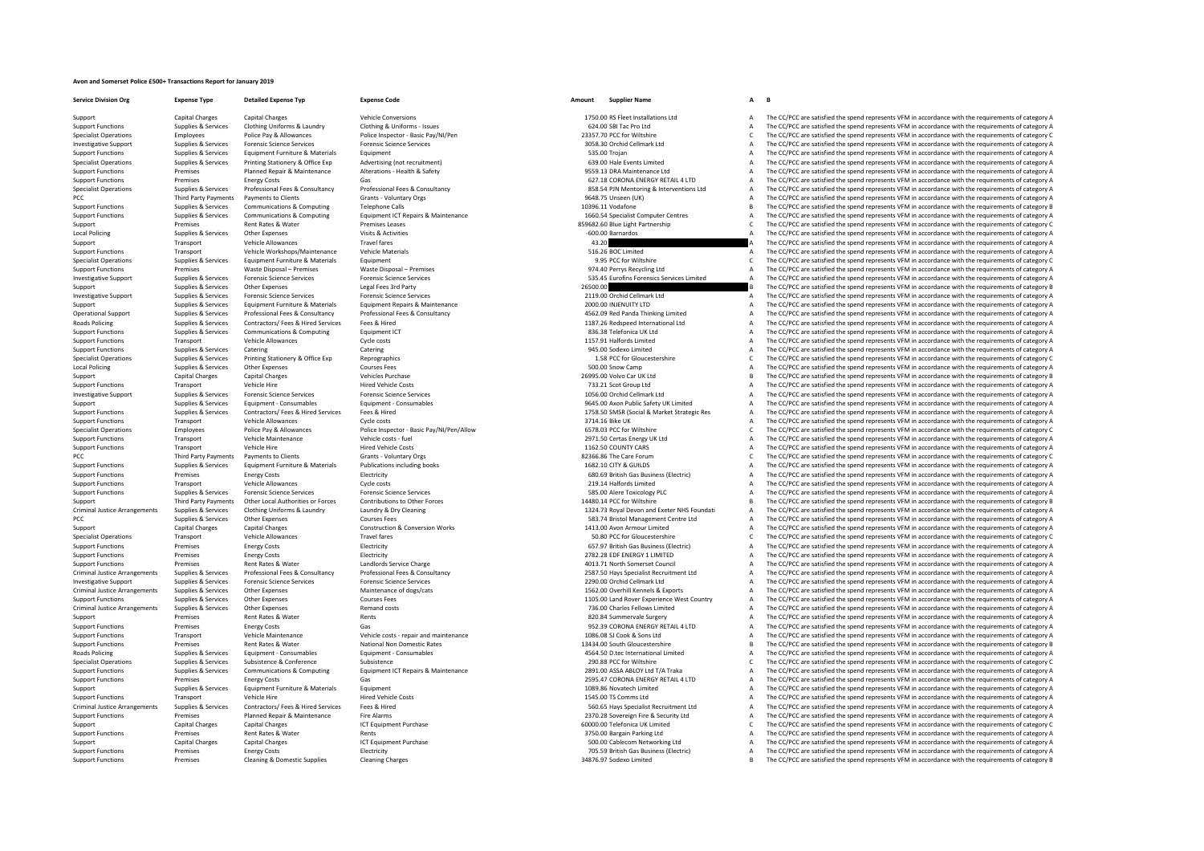# Avon and Somerset Police £500+ Transactions Report for January 2019

| Service Division Org | Expense Type | Detailed Expense Typ | Expense Code | Amount | Supplier Name | A | B |
|---|---|---|---|---|---|---|---|
| Support | Capital Charges | Capital Charges | Vehicle Conversions | 1750.00 | RS Fleet Installations Ltd | A | The CC/PCC are satisfied the spend represents VFM in accordance with the requirements of category A |
| Support Functions | Supplies & Services | Clothing Uniforms & Laundry | Clothing & Uniforms - Issues | 624.00 | SBI Tac Pro Ltd | A | The CC/PCC are satisfied the spend represents VFM in accordance with the requirements of category A |
| Specialist Operations | Employees | Police Pay & Allowances | Police Inspector - Basic Pay/NI/Pen | 23357.70 | PCC for Wiltshire | C | The CC/PCC are satisfied the spend represents VFM in accordance with the requirements of category C |
| Investigative Support | Supplies & Services | Forensic Science Services | Forensic Science Services | 3058.30 | Orchid Cellmark Ltd | A | The CC/PCC are satisfied the spend represents VFM in accordance with the requirements of category A |
| Support Functions | Supplies & Services | Equipment Furniture & Materials | Equipment | 535.00 | Trojan | A | The CC/PCC are satisfied the spend represents VFM in accordance with the requirements of category A |
| Specialist Operations | Supplies & Services | Printing Stationery & Office Exp | Advertising (not recruitment) | 639.00 | Hale Events Limited | A | The CC/PCC are satisfied the spend represents VFM in accordance with the requirements of category A |
| Support Functions | Premises | Planned Repair & Maintenance | Alterations - Health & Safety | 9559.13 | DRA Maintenance Ltd | A | The CC/PCC are satisfied the spend represents VFM in accordance with the requirements of category A |
| Support Functions | Premises | Energy Costs | Gas | 627.18 | CORONA ENERGY RETAIL 4 LTD | A | The CC/PCC are satisfied the spend represents VFM in accordance with the requirements of category A |
| Specialist Operations | Supplies & Services | Professional Fees & Consultancy | Professional Fees & Consultancy | 858.54 | PJN Mentoring & Interventions Ltd | A | The CC/PCC are satisfied the spend represents VFM in accordance with the requirements of category A |
| PCC | Third Party Payments | Payments to Clients | Grants - Voluntary Orgs | 9648.75 | Unseen (UK) | A | The CC/PCC are satisfied the spend represents VFM in accordance with the requirements of category A |
| Support Functions | Supplies & Services | Communications & Computing | Telephone Calls | 10396.11 | Vodafone | B | The CC/PCC are satisfied the spend represents VFM in accordance with the requirements of category B |
| Support Functions | Supplies & Services | Communications & Computing | Equipment ICT Repairs & Maintenance | 1660.54 | Specialist Computer Centres | A | The CC/PCC are satisfied the spend represents VFM in accordance with the requirements of category A |
| Support | Premises | Rent Rates & Water | Premises Leases | 859682.60 | Blue Light Partnership | C | The CC/PCC are satisfied the spend represents VFM in accordance with the requirements of category C |
| Local Policing | Supplies & Services | Other Expenses | Visits & Activities | -600.00 | Barnardos | A | The CC/PCC are satisfied the spend represents VFM in accordance with the requirements of category A |
| Support | Transport | Vehicle Allowances | Travel fares | 43.20 | | A | The CC/PCC are satisfied the spend represents VFM in accordance with the requirements of category A |
| Support Functions | Transport | Vehicle Workshops/Maintenance | Vehicle Materials | 516.26 | BOC Limited | A | The CC/PCC are satisfied the spend represents VFM in accordance with the requirements of category A |
| Specialist Operations | Supplies & Services | Equipment Furniture & Materials | Equipment | 9.95 | PCC for Wiltshire | C | The CC/PCC are satisfied the spend represents VFM in accordance with the requirements of category C |
| Support Functions | Premises | Waste Disposal – Premises | Waste Disposal – Premises | 974.40 | Perrys Recycling Ltd | A | The CC/PCC are satisfied the spend represents VFM in accordance with the requirements of category A |
| Investigative Support | Supplies & Services | Forensic Science Services | Forensic Science Services | 535.45 | Eurofins Forensics Services Limited | A | The CC/PCC are satisfied the spend represents VFM in accordance with the requirements of category A |
| Support | Supplies & Services | Other Expenses | Legal Fees 3rd Party | 26500.00 | | B | The CC/PCC are satisfied the spend represents VFM in accordance with the requirements of category B |
| Investigative Support | Supplies & Services | Forensic Science Services | Forensic Science Services | 2119.00 | Orchid Cellmark Ltd | A | The CC/PCC are satisfied the spend represents VFM in accordance with the requirements of category A |
| Support | Supplies & Services | Equipment Furniture & Materials | Equipment Repairs & Maintenance | 2000.00 | INJENUITY LTD | A | The CC/PCC are satisfied the spend represents VFM in accordance with the requirements of category A |
| Operational Support | Supplies & Services | Professional Fees & Consultancy | Professional Fees & Consultancy | 4562.09 | Red Panda Thinking Limited | A | The CC/PCC are satisfied the spend represents VFM in accordance with the requirements of category A |
| Roads Policing | Supplies & Services | Contractors/ Fees & Hired Services | Fees & Hired | 1187.26 | Redspeed International Ltd | A | The CC/PCC are satisfied the spend represents VFM in accordance with the requirements of category A |
| Support Functions | Supplies & Services | Communications & Computing | Equipment ICT | 836.38 | Telefonica UK Ltd | A | The CC/PCC are satisfied the spend represents VFM in accordance with the requirements of category A |
| Support Functions | Transport | Vehicle Allowances | Cycle costs | 1157.91 | Halfords Limited | A | The CC/PCC are satisfied the spend represents VFM in accordance with the requirements of category A |
| Support Functions | Supplies & Services | Catering | Catering | 945.00 | Sodexo Limited | A | The CC/PCC are satisfied the spend represents VFM in accordance with the requirements of category A |
| Specialist Operations | Supplies & Services | Printing Stationery & Office Exp | Reprographics | 1.58 | PCC for Gloucestershire | C | The CC/PCC are satisfied the spend represents VFM in accordance with the requirements of category C |
| Local Policing | Supplies & Services | Other Expenses | Courses Fees | 500.00 | Snow Camp | A | The CC/PCC are satisfied the spend represents VFM in accordance with the requirements of category A |
| Support | Capital Charges | Capital Charges | Vehicles Purchase | 26995.00 | Volvo Car UK Ltd | B | The CC/PCC are satisfied the spend represents VFM in accordance with the requirements of category B |
| Support Functions | Transport | Vehicle Hire | Hired Vehicle Costs | 733.21 | Scot Group Ltd | A | The CC/PCC are satisfied the spend represents VFM in accordance with the requirements of category A |
| Investigative Support | Supplies & Services | Forensic Science Services | Forensic Science Services | 1056.00 | Orchid Cellmark Ltd | A | The CC/PCC are satisfied the spend represents VFM in accordance with the requirements of category A |
| Support | Supplies & Services | Equipment - Consumables | Equipment - Consumables | 9645.00 | Axon Public Safety UK Limited | A | The CC/PCC are satisfied the spend represents VFM in accordance with the requirements of category A |
| Support Functions | Supplies & Services | Contractors/ Fees & Hired Services | Fees & Hired | 1758.50 | SMSR (Social & Market Strategic Res | A | The CC/PCC are satisfied the spend represents VFM in accordance with the requirements of category A |
| Support Functions | Transport | Vehicle Allowances | Cycle costs | 3714.16 | Bike UK | A | The CC/PCC are satisfied the spend represents VFM in accordance with the requirements of category A |
| Specialist Operations | Employees | Police Pay & Allowances | Police Inspector - Basic Pay/NI/Pen/Allow | 6578.03 | PCC for Wiltshire | C | The CC/PCC are satisfied the spend represents VFM in accordance with the requirements of category C |
| Support Functions | Transport | Vehicle Maintenance | Vehicle costs - fuel | 2971.50 | Certas Energy UK Ltd | A | The CC/PCC are satisfied the spend represents VFM in accordance with the requirements of category A |
| Support Functions | Transport | Vehicle Hire | Hired Vehicle Costs | 1162.50 | COUNTY CARS | A | The CC/PCC are satisfied the spend represents VFM in accordance with the requirements of category A |
| PCC | Third Party Payments | Payments to Clients | Grants - Voluntary Orgs | 82366.86 | The Care Forum | C | The CC/PCC are satisfied the spend represents VFM in accordance with the requirements of category C |
| Support Functions | Supplies & Services | Equipment Furniture & Materials | Publications including books | 1682.10 | CITY & GUILDS | A | The CC/PCC are satisfied the spend represents VFM in accordance with the requirements of category A |
| Support Functions | Premises | Energy Costs | Electricity | 680.69 | British Gas Business (Electric) | A | The CC/PCC are satisfied the spend represents VFM in accordance with the requirements of category A |
| Support Functions | Transport | Vehicle Allowances | Cycle costs | 219.14 | Halfords Limited | A | The CC/PCC are satisfied the spend represents VFM in accordance with the requirements of category A |
| Support Functions | Supplies & Services | Forensic Science Services | Forensic Science Services | 585.00 | Alere Toxicology PLC | A | The CC/PCC are satisfied the spend represents VFM in accordance with the requirements of category A |
| Support | Third Party Payments | Other Local Authorities or Forces | Contributions to Other Forces | 14480.14 | PCC for Wiltshire | B | The CC/PCC are satisfied the spend represents VFM in accordance with the requirements of category B |
| Criminal Justice Arrangements | Supplies & Services | Clothing Uniforms & Laundry | Laundry & Dry Cleaning | 1324.73 | Royal Devon and Exeter NHS Foundati | A | The CC/PCC are satisfied the spend represents VFM in accordance with the requirements of category A |
| PCC | Supplies & Services | Other Expenses | Courses Fees | 583.74 | Bristol Management Centre Ltd | A | The CC/PCC are satisfied the spend represents VFM in accordance with the requirements of category A |
| Support | Capital Charges | Capital Charges | Construction & Conversion Works | 1413.00 | Avon Armour Limited | A | The CC/PCC are satisfied the spend represents VFM in accordance with the requirements of category A |
| Specialist Operations | Transport | Vehicle Allowances | Travel fares | 50.80 | PCC for Gloucestershire | C | The CC/PCC are satisfied the spend represents VFM in accordance with the requirements of category C |
| Support Functions | Premises | Energy Costs | Electricity | 657.97 | British Gas Business (Electric) | A | The CC/PCC are satisfied the spend represents VFM in accordance with the requirements of category A |
| Support Functions | Premises | Energy Costs | Electricity | 2782.28 | EDF ENERGY 1 LIMITED | A | The CC/PCC are satisfied the spend represents VFM in accordance with the requirements of category A |
| Support Functions | Premises | Rent Rates & Water | Landlords Service Charge | 4013.71 | North Somerset Council | A | The CC/PCC are satisfied the spend represents VFM in accordance with the requirements of category A |
| Criminal Justice Arrangements | Supplies & Services | Professional Fees & Consultancy | Professional Fees & Consultancy | 2587.50 | Hays Specialist Recruitment Ltd | A | The CC/PCC are satisfied the spend represents VFM in accordance with the requirements of category A |
| Investigative Support | Supplies & Services | Forensic Science Services | Forensic Science Services | 2290.00 | Orchid Cellmark Ltd | A | The CC/PCC are satisfied the spend represents VFM in accordance with the requirements of category A |
| Criminal Justice Arrangements | Supplies & Services | Other Expenses | Maintenance of dogs/cats | 1562.00 | Overhill Kennels & Exports | A | The CC/PCC are satisfied the spend represents VFM in accordance with the requirements of category A |
| Support Functions | Supplies & Services | Other Expenses | Courses Fees | 1105.00 | Land Rover Experience West Country | A | The CC/PCC are satisfied the spend represents VFM in accordance with the requirements of category A |
| Criminal Justice Arrangements | Supplies & Services | Other Expenses | Remand costs | 736.00 | Charles Fellows Limited | A | The CC/PCC are satisfied the spend represents VFM in accordance with the requirements of category A |
| Support | Premises | Rent Rates & Water | Rents | 820.84 | Summervale Surgery | A | The CC/PCC are satisfied the spend represents VFM in accordance with the requirements of category A |
| Support Functions | Premises | Energy Costs | Gas | 952.39 | CORONA ENERGY RETAIL 4 LTD | A | The CC/PCC are satisfied the spend represents VFM in accordance with the requirements of category A |
| Support Functions | Transport | Vehicle Maintenance | Vehicle costs - repair and maintenance | 1086.08 | SJ Cook & Sons Ltd | A | The CC/PCC are satisfied the spend represents VFM in accordance with the requirements of category A |
| Support Functions | Premises | Rent Rates & Water | National Non Domestic Rates | 13434.00 | South Gloucestershire | B | The CC/PCC are satisfied the spend represents VFM in accordance with the requirements of category B |
| Roads Policing | Supplies & Services | Equipment - Consumables | Equipment - Consumables | 4564.50 | D.tec International Limited | A | The CC/PCC are satisfied the spend represents VFM in accordance with the requirements of category A |
| Specialist Operations | Supplies & Services | Subsistence & Conference | Subsistence | 290.88 | PCC for Wiltshire | C | The CC/PCC are satisfied the spend represents VFM in accordance with the requirements of category C |
| Support Functions | Supplies & Services | Communications & Computing | Equipment ICT Repairs & Maintenance | 2891.00 | ASSA ABLOY Ltd T/A Traka | A | The CC/PCC are satisfied the spend represents VFM in accordance with the requirements of category A |
| Support Functions | Premises | Energy Costs | Gas | 2595.47 | CORONA ENERGY RETAIL 4 LTD | A | The CC/PCC are satisfied the spend represents VFM in accordance with the requirements of category A |
| Support | Supplies & Services | Equipment Furniture & Materials | Equipment | 1089.86 | Novatech Limited | A | The CC/PCC are satisfied the spend represents VFM in accordance with the requirements of category A |
| Support Functions | Transport | Vehicle Hire | Hired Vehicle Costs | 1545.00 | TS Comms Ltd | A | The CC/PCC are satisfied the spend represents VFM in accordance with the requirements of category A |
| Criminal Justice Arrangements | Supplies & Services | Contractors/ Fees & Hired Services | Fees & Hired | 560.65 | Hays Specialist Recruitment Ltd | A | The CC/PCC are satisfied the spend represents VFM in accordance with the requirements of category A |
| Support Functions | Premises | Planned Repair & Maintenance | Fire Alarms | 2370.28 | Sovereign Fire & Security Ltd | A | The CC/PCC are satisfied the spend represents VFM in accordance with the requirements of category A |
| Support | Capital Charges | Capital Charges | ICT Equipment Purchase | 60000.00 | Telefonica UK Limited | C | The CC/PCC are satisfied the spend represents VFM in accordance with the requirements of category C |
| Support Functions | Premises | Rent Rates & Water | Rents | 3750.00 | Bargain Parking Ltd | A | The CC/PCC are satisfied the spend represents VFM in accordance with the requirements of category A |
| Support | Capital Charges | Capital Charges | ICT Equipment Purchase | 500.00 | Cablecom Networking Ltd | A | The CC/PCC are satisfied the spend represents VFM in accordance with the requirements of category A |
| Support Functions | Premises | Energy Costs | Electricity | 705.59 | British Gas Business (Electric) | A | The CC/PCC are satisfied the spend represents VFM in accordance with the requirements of category A |
| Support Functions | Premises | Cleaning & Domestic Supplies | Cleaning Charges | 34876.97 | Sodexo Limited | B | The CC/PCC are satisfied the spend represents VFM in accordance with the requirements of category B |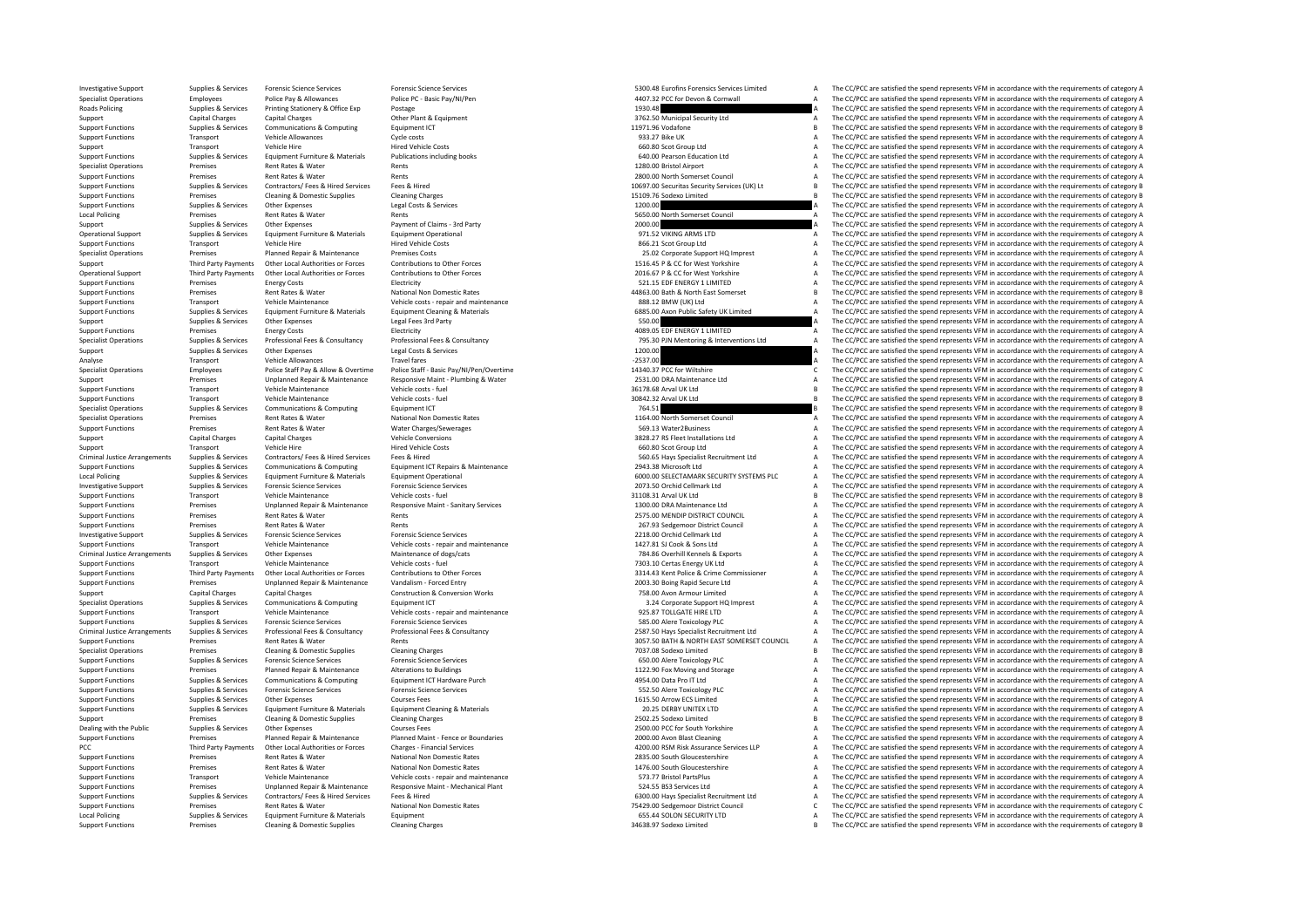| | | | | | | | |
|---|---|---|---|---|---|---|---|
| Investigative Support | Supplies & Services | Forensic Science Services | Forensic Science Services | 5300.48 | Eurofins Forensics Services Limited | A | The CC/PCC are satisfied the spend represents VFM in accordance with the requirements of category A |
| Specialist Operations | Employees | Police Pay & Allowances | Police PC - Basic Pay/NI/Pen | 4407.32 | PCC for Devon & Cornwall | A | The CC/PCC are satisfied the spend represents VFM in accordance with the requirements of category A |
| Roads Policing | Supplies & Services | Printing Stationery & Office Exp | Postage | 1930.48 | | A | The CC/PCC are satisfied the spend represents VFM in accordance with the requirements of category A |
| Support | Capital Charges | Capital Charges | Other Plant & Equipment | 3762.50 | Municipal Security Ltd | A | The CC/PCC are satisfied the spend represents VFM in accordance with the requirements of category A |
| Support Functions | Supplies & Services | Communications & Computing | Equipment ICT | 11971.96 | Vodafone | B | The CC/PCC are satisfied the spend represents VFM in accordance with the requirements of category B |
| Support Functions | Transport | Vehicle Allowances | Cycle costs | 933.27 | Bike UK | A | The CC/PCC are satisfied the spend represents VFM in accordance with the requirements of category A |
| Support | Transport | Vehicle Hire | Hired Vehicle Costs | 660.80 | Scot Group Ltd | A | The CC/PCC are satisfied the spend represents VFM in accordance with the requirements of category A |
| Support Functions | Supplies & Services | Equipment Furniture & Materials | Publications including books | 640.00 | Pearson Education Ltd | A | The CC/PCC are satisfied the spend represents VFM in accordance with the requirements of category A |
| Specialist Operations | Premises | Rent Rates & Water | Rents | 1280.00 | Bristol Airport | A | The CC/PCC are satisfied the spend represents VFM in accordance with the requirements of category A |
| Support Functions | Premises | Rent Rates & Water | Rents | 2800.00 | North Somerset Council | A | The CC/PCC are satisfied the spend represents VFM in accordance with the requirements of category A |
| Support Functions | Supplies & Services | Contractors/ Fees & Hired Services | Fees & Hired | 10697.00 | Securitas Security Services (UK) Lt | B | The CC/PCC are satisfied the spend represents VFM in accordance with the requirements of category B |
| Support Functions | Premises | Cleaning & Domestic Supplies | Cleaning Charges | 15109.76 | Sodexo Limited | B | The CC/PCC are satisfied the spend represents VFM in accordance with the requirements of category B |
| Support Functions | Supplies & Services | Other Expenses | Legal Costs & Services | 1200.00 | | A | The CC/PCC are satisfied the spend represents VFM in accordance with the requirements of category A |
| Local Policing | Premises | Rent Rates & Water | Rents | 5650.00 | North Somerset Council | A | The CC/PCC are satisfied the spend represents VFM in accordance with the requirements of category A |
| Support | Supplies & Services | Other Expenses | Payment of Claims - 3rd Party | 2000.00 | | A | The CC/PCC are satisfied the spend represents VFM in accordance with the requirements of category A |
| Operational Support | Supplies & Services | Equipment Furniture & Materials | Equipment Operational | 971.52 | VIKING ARMS LTD | A | The CC/PCC are satisfied the spend represents VFM in accordance with the requirements of category A |
| Support Functions | Transport | Vehicle Hire | Hired Vehicle Costs | 866.21 | Scot Group Ltd | A | The CC/PCC are satisfied the spend represents VFM in accordance with the requirements of category A |
| Specialist Operations | Premises | Planned Repair & Maintenance | Premises Costs | 25.02 | Corporate Support HQ Imprest | A | The CC/PCC are satisfied the spend represents VFM in accordance with the requirements of category A |
| Support | Third Party Payments | Other Local Authorities or Forces | Contributions to Other Forces | 1516.45 | P & CC for West Yorkshire | A | The CC/PCC are satisfied the spend represents VFM in accordance with the requirements of category A |
| Operational Support | Third Party Payments | Other Local Authorities or Forces | Contributions to Other Forces | 2016.67 | P & CC for West Yorkshire | A | The CC/PCC are satisfied the spend represents VFM in accordance with the requirements of category A |
| Support Functions | Premises | Energy Costs | Electricity | 521.15 | EDF ENERGY 1 LIMITED | A | The CC/PCC are satisfied the spend represents VFM in accordance with the requirements of category A |
| Support Functions | Premises | Rent Rates & Water | National Non Domestic Rates | 44863.00 | Bath & North East Somerset | B | The CC/PCC are satisfied the spend represents VFM in accordance with the requirements of category B |
| Support Functions | Transport | Vehicle Maintenance | Vehicle costs - repair and maintenance | 888.12 | BMW (UK) Ltd | A | The CC/PCC are satisfied the spend represents VFM in accordance with the requirements of category A |
| Support Functions | Supplies & Services | Equipment Furniture & Materials | Equipment Cleaning & Materials | 6885.00 | Axon Public Safety UK Limited | A | The CC/PCC are satisfied the spend represents VFM in accordance with the requirements of category A |
| Support | Supplies & Services | Other Expenses | Legal Fees 3rd Party | 550.00 | | A | The CC/PCC are satisfied the spend represents VFM in accordance with the requirements of category A |
| Support Functions | Premises | Energy Costs | Electricity | 4089.05 | EDF ENERGY 1 LIMITED | A | The CC/PCC are satisfied the spend represents VFM in accordance with the requirements of category A |
| Specialist Operations | Supplies & Services | Professional Fees & Consultancy | Professional Fees & Consultancy | 795.30 | PJN Mentoring & Interventions Ltd | A | The CC/PCC are satisfied the spend represents VFM in accordance with the requirements of category A |
| Support | Supplies & Services | Other Expenses | Legal Costs & Services | 1200.00 | | A | The CC/PCC are satisfied the spend represents VFM in accordance with the requirements of category A |
| Analyse | Transport | Vehicle Allowances | Travel fares | -2537.00 | | A | The CC/PCC are satisfied the spend represents VFM in accordance with the requirements of category A |
| Specialist Operations | Employees | Police Staff Pay & Allow & Overtime | Police Staff - Basic Pay/NI/Pen/Overtime | 14340.37 | PCC for Wiltshire | C | The CC/PCC are satisfied the spend represents VFM in accordance with the requirements of category C |
| Support | Premises | Unplanned Repair & Maintenance | Responsive Maint - Plumbing & Water | 2531.00 | DRA Maintenance Ltd | A | The CC/PCC are satisfied the spend represents VFM in accordance with the requirements of category A |
| Support Functions | Transport | Vehicle Maintenance | Vehicle costs - fuel | 36178.68 | Arval UK Ltd | B | The CC/PCC are satisfied the spend represents VFM in accordance with the requirements of category B |
| Support Functions | Transport | Vehicle Maintenance | Vehicle costs - fuel | 30842.32 | Arval UK Ltd | B | The CC/PCC are satisfied the spend represents VFM in accordance with the requirements of category B |
| Specialist Operations | Supplies & Services | Communications & Computing | Equipment ICT | 764.51 | | B | The CC/PCC are satisfied the spend represents VFM in accordance with the requirements of category B |
| Specialist Operations | Premises | Rent Rates & Water | National Non Domestic Rates | 1164.00 | North Somerset Council | A | The CC/PCC are satisfied the spend represents VFM in accordance with the requirements of category A |
| Support Functions | Premises | Rent Rates & Water | Water Charges/Sewerages | 569.13 | Water2Business | A | The CC/PCC are satisfied the spend represents VFM in accordance with the requirements of category A |
| Support | Capital Charges | Capital Charges | Vehicle Conversions | 3828.27 | RS Fleet Installations Ltd | A | The CC/PCC are satisfied the spend represents VFM in accordance with the requirements of category A |
| Support | Transport | Vehicle Hire | Hired Vehicle Costs | 660.80 | Scot Group Ltd | A | The CC/PCC are satisfied the spend represents VFM in accordance with the requirements of category A |
| Criminal Justice Arrangements | Supplies & Services | Contractors/ Fees & Hired Services | Fees & Hired | 560.65 | Hays Specialist Recruitment Ltd | A | The CC/PCC are satisfied the spend represents VFM in accordance with the requirements of category A |
| Support Functions | Supplies & Services | Communications & Computing | Equipment ICT Repairs & Maintenance | 2943.38 | Microsoft Ltd | A | The CC/PCC are satisfied the spend represents VFM in accordance with the requirements of category A |
| Local Policing | Supplies & Services | Equipment Furniture & Materials | Equipment Operational | 6000.00 | SELECTAMARK SECURITY SYSTEMS PLC | A | The CC/PCC are satisfied the spend represents VFM in accordance with the requirements of category A |
| Investigative Support | Supplies & Services | Forensic Science Services | Forensic Science Services | 2073.50 | Orchid Cellmark Ltd | A | The CC/PCC are satisfied the spend represents VFM in accordance with the requirements of category A |
| Support Functions | Transport | Vehicle Maintenance | Vehicle costs - fuel | 31108.31 | Arval UK Ltd | B | The CC/PCC are satisfied the spend represents VFM in accordance with the requirements of category B |
| Support Functions | Premises | Unplanned Repair & Maintenance | Responsive Maint - Sanitary Services | 1300.00 | DRA Maintenance Ltd | A | The CC/PCC are satisfied the spend represents VFM in accordance with the requirements of category A |
| Support Functions | Premises | Rent Rates & Water | Rents | 2575.00 | MENDIP DISTRICT COUNCIL | A | The CC/PCC are satisfied the spend represents VFM in accordance with the requirements of category A |
| Support Functions | Premises | Rent Rates & Water | Rents | 267.93 | Sedgemoor District Council | A | The CC/PCC are satisfied the spend represents VFM in accordance with the requirements of category A |
| Investigative Support | Supplies & Services | Forensic Science Services | Forensic Science Services | 2218.00 | Orchid Cellmark Ltd | A | The CC/PCC are satisfied the spend represents VFM in accordance with the requirements of category A |
| Support Functions | Transport | Vehicle Maintenance | Vehicle costs - repair and maintenance | 1427.81 | SJ Cook & Sons Ltd | A | The CC/PCC are satisfied the spend represents VFM in accordance with the requirements of category A |
| Criminal Justice Arrangements | Supplies & Services | Other Expenses | Maintenance of dogs/cats | 784.86 | Overhill Kennels & Exports | A | The CC/PCC are satisfied the spend represents VFM in accordance with the requirements of category A |
| Support Functions | Transport | Vehicle Maintenance | Vehicle costs - fuel | 7303.10 | Certas Energy UK Ltd | A | The CC/PCC are satisfied the spend represents VFM in accordance with the requirements of category A |
| Support Functions | Third Party Payments | Other Local Authorities or Forces | Contributions to Other Forces | 3314.43 | Kent Police & Crime Commissioner | A | The CC/PCC are satisfied the spend represents VFM in accordance with the requirements of category A |
| Support Functions | Premises | Unplanned Repair & Maintenance | Vandalism - Forced Entry | 2003.30 | Boing Rapid Secure Ltd | A | The CC/PCC are satisfied the spend represents VFM in accordance with the requirements of category A |
| Support | Capital Charges | Capital Charges | Construction & Conversion Works | 758.00 | Avon Armour Limited | A | The CC/PCC are satisfied the spend represents VFM in accordance with the requirements of category A |
| Specialist Operations | Supplies & Services | Communications & Computing | Equipment ICT | 3.24 | Corporate Support HQ Imprest | A | The CC/PCC are satisfied the spend represents VFM in accordance with the requirements of category A |
| Support Functions | Transport | Vehicle Maintenance | Vehicle costs - repair and maintenance | 925.87 | TOLLGATE HIRE LTD | A | The CC/PCC are satisfied the spend represents VFM in accordance with the requirements of category A |
| Support Functions | Supplies & Services | Forensic Science Services | Forensic Science Services | 585.00 | Alere Toxicology PLC | A | The CC/PCC are satisfied the spend represents VFM in accordance with the requirements of category A |
| Criminal Justice Arrangements | Supplies & Services | Professional Fees & Consultancy | Professional Fees & Consultancy | 2587.50 | Hays Specialist Recruitment Ltd | A | The CC/PCC are satisfied the spend represents VFM in accordance with the requirements of category A |
| Support Functions | Premises | Rent Rates & Water | Rents | 3057.50 | BATH & NORTH EAST SOMERSET COUNCIL | A | The CC/PCC are satisfied the spend represents VFM in accordance with the requirements of category A |
| Specialist Operations | Premises | Cleaning & Domestic Supplies | Cleaning Charges | 7037.08 | Sodexo Limited | B | The CC/PCC are satisfied the spend represents VFM in accordance with the requirements of category B |
| Support Functions | Supplies & Services | Forensic Science Services | Forensic Science Services | 650.00 | Alere Toxicology PLC | A | The CC/PCC are satisfied the spend represents VFM in accordance with the requirements of category A |
| Support Functions | Premises | Planned Repair & Maintenance | Alterations to Buildings | 1122.90 | Fox Moving and Storage | A | The CC/PCC are satisfied the spend represents VFM in accordance with the requirements of category A |
| Support Functions | Supplies & Services | Communications & Computing | Equipment ICT Hardware Purch | 4954.00 | Data Pro IT Ltd | A | The CC/PCC are satisfied the spend represents VFM in accordance with the requirements of category A |
| Support Functions | Supplies & Services | Forensic Science Services | Forensic Science Services | 552.50 | Alere Toxicology PLC | A | The CC/PCC are satisfied the spend represents VFM in accordance with the requirements of category A |
| Support Functions | Supplies & Services | Other Expenses | Courses Fees | 1615.50 | Arrow ECS Limited | A | The CC/PCC are satisfied the spend represents VFM in accordance with the requirements of category A |
| Support Functions | Supplies & Services | Equipment Furniture & Materials | Equipment Cleaning & Materials | 20.25 | DERBY UNITEX LTD | A | The CC/PCC are satisfied the spend represents VFM in accordance with the requirements of category A |
| Support | Premises | Cleaning & Domestic Supplies | Cleaning Charges | 2502.25 | Sodexo Limited | B | The CC/PCC are satisfied the spend represents VFM in accordance with the requirements of category B |
| Dealing with the Public | Supplies & Services | Other Expenses | Courses Fees | 2500.00 | PCC for South Yorkshire | A | The CC/PCC are satisfied the spend represents VFM in accordance with the requirements of category A |
| Support Functions | Premises | Planned Repair & Maintenance | Planned Maint - Fence or Boundaries | 2000.00 | Avon Blast Cleaning | A | The CC/PCC are satisfied the spend represents VFM in accordance with the requirements of category A |
| PCC | Third Party Payments | Other Local Authorities or Forces | Charges - Financial Services | 4200.00 | RSM Risk Assurance Services LLP | A | The CC/PCC are satisfied the spend represents VFM in accordance with the requirements of category A |
| Support Functions | Premises | Rent Rates & Water | National Non Domestic Rates | 2835.00 | South Gloucestershire | A | The CC/PCC are satisfied the spend represents VFM in accordance with the requirements of category A |
| Support Functions | Premises | Rent Rates & Water | National Non Domestic Rates | 1476.00 | South Gloucestershire | A | The CC/PCC are satisfied the spend represents VFM in accordance with the requirements of category A |
| Support Functions | Transport | Vehicle Maintenance | Vehicle costs - repair and maintenance | 573.77 | Bristol PartsPlus | A | The CC/PCC are satisfied the spend represents VFM in accordance with the requirements of category A |
| Support Functions | Premises | Unplanned Repair & Maintenance | Responsive Maint - Mechanical Plant | 524.55 | BS3 Services Ltd | A | The CC/PCC are satisfied the spend represents VFM in accordance with the requirements of category A |
| Support Functions | Supplies & Services | Contractors/ Fees & Hired Services | Fees & Hired | 6300.00 | Hays Specialist Recruitment Ltd | A | The CC/PCC are satisfied the spend represents VFM in accordance with the requirements of category A |
| Support Functions | Premises | Rent Rates & Water | National Non Domestic Rates | 75429.00 | Sedgemoor District Council | C | The CC/PCC are satisfied the spend represents VFM in accordance with the requirements of category C |
| Local Policing | Supplies & Services | Equipment Furniture & Materials | Equipment | 655.44 | SOLON SECURITY LTD | A | The CC/PCC are satisfied the spend represents VFM in accordance with the requirements of category A |
| Support Functions | Premises | Cleaning & Domestic Supplies | Cleaning Charges | 34638.97 | Sodexo Limited | B | The CC/PCC are satisfied the spend represents VFM in accordance with the requirements of category B |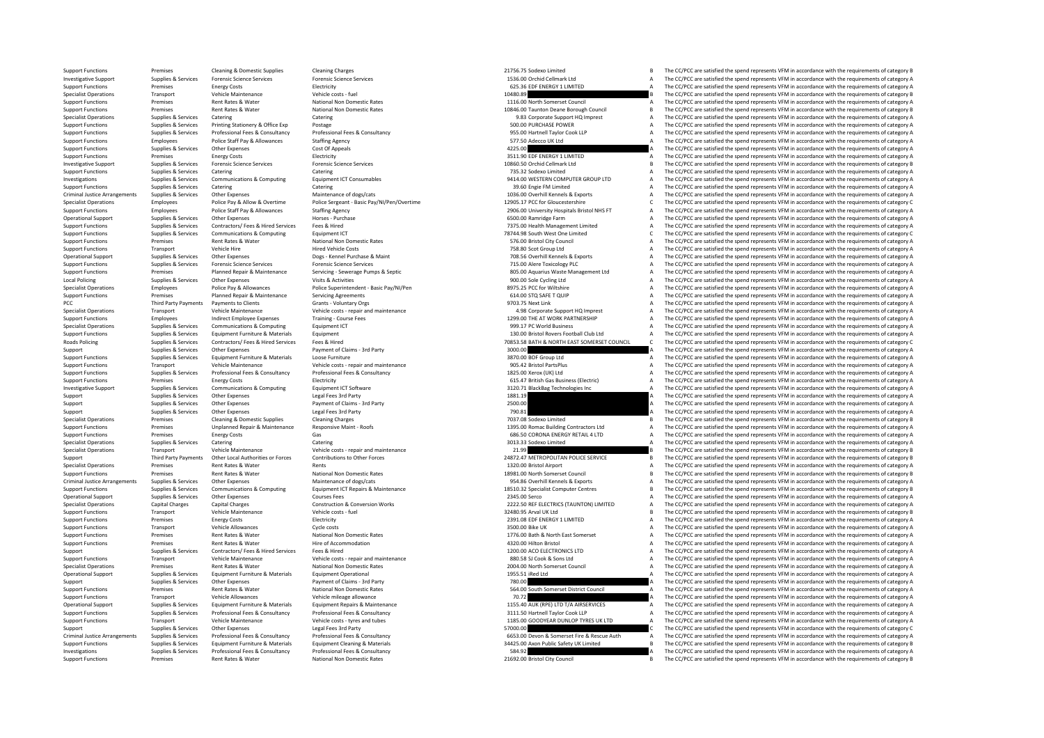| | | | | | | |
|---|---|---|---|---|---|---|
| Support Functions | Premises | Cleaning & Domestic Supplies | Cleaning Charges | 21756.75 Sodexo Limited | B | The CC/PCC are satisfied the spend represents VFM in accordance with the requirements of category B |
| Investigative Support | Supplies & Services | Forensic Science Services | Forensic Science Services | 1536.00 Orchid Cellmark Ltd | A | The CC/PCC are satisfied the spend represents VFM in accordance with the requirements of category A |
| Support Functions | Premises | Energy Costs | Electricity | 625.36 EDF ENERGY 1 LIMITED | A | The CC/PCC are satisfied the spend represents VFM in accordance with the requirements of category A |
| Specialist Operations | Transport | Vehicle Maintenance | Vehicle costs - fuel | 10480.89 | B | The CC/PCC are satisfied the spend represents VFM in accordance with the requirements of category B |
| Support Functions | Premises | Rent Rates & Water | National Non Domestic Rates | 1116.00 North Somerset Council | A | The CC/PCC are satisfied the spend represents VFM in accordance with the requirements of category A |
| Support Functions | Premises | Rent Rates & Water | National Non Domestic Rates | 10846.00 Taunton Deane Borough Council | B | The CC/PCC are satisfied the spend represents VFM in accordance with the requirements of category B |
| Specialist Operations | Supplies & Services | Catering | Catering | 9.83 Corporate Support HQ Imprest | A | The CC/PCC are satisfied the spend represents VFM in accordance with the requirements of category A |
| Support Functions | Supplies & Services | Printing Stationery & Office Exp | Postage | 500.00 PURCHASE POWER | A | The CC/PCC are satisfied the spend represents VFM in accordance with the requirements of category A |
| Support Functions | Supplies & Services | Professional Fees & Consultancy | Professional Fees & Consultancy | 955.00 Hartnell Taylor Cook LLP | A | The CC/PCC are satisfied the spend represents VFM in accordance with the requirements of category A |
| Support Functions | Employees | Police Staff Pay & Allowances | Staffing Agency | 577.50 Adecco UK Ltd | A | The CC/PCC are satisfied the spend represents VFM in accordance with the requirements of category A |
| Support Functions | Supplies & Services | Other Expenses | Cost Of Appeals | 4225.00 | A | The CC/PCC are satisfied the spend represents VFM in accordance with the requirements of category A |
| Support Functions | Premises | Energy Costs | Electricity | 3511.90 EDF ENERGY 1 LIMITED | A | The CC/PCC are satisfied the spend represents VFM in accordance with the requirements of category A |
| Investigative Support | Supplies & Services | Forensic Science Services | Forensic Science Services | 10860.50 Orchid Cellmark Ltd | B | The CC/PCC are satisfied the spend represents VFM in accordance with the requirements of category B |
| Support Functions | Supplies & Services | Catering | Catering | 735.32 Sodexo Limited | A | The CC/PCC are satisfied the spend represents VFM in accordance with the requirements of category A |
| Investigations | Supplies & Services | Communications & Computing | Equipment ICT Consumables | 9414.00 WESTERN COMPUTER GROUP LTD | A | The CC/PCC are satisfied the spend represents VFM in accordance with the requirements of category A |
| Support Functions | Supplies & Services | Catering | Catering | 39.60 Engie FM Limited | A | The CC/PCC are satisfied the spend represents VFM in accordance with the requirements of category A |
| Criminal Justice Arrangements | Supplies & Services | Other Expenses | Maintenance of dogs/cats | 1036.00 Overhill Kennels & Exports | A | The CC/PCC are satisfied the spend represents VFM in accordance with the requirements of category A |
| Specialist Operations | Employees | Police Pay & Allow & Overtime | Police Sergeant - Basic Pay/NI/Pen/Overtime | 12905.17 PCC for Gloucestershire | C | The CC/PCC are satisfied the spend represents VFM in accordance with the requirements of category C |
| Support Functions | Employees | Police Staff Pay & Allowances | Staffing Agency | 2906.00 University Hospitals Bristol NHS FT | A | The CC/PCC are satisfied the spend represents VFM in accordance with the requirements of category A |
| Operational Support | Supplies & Services | Other Expenses | Horses - Purchase | 6500.00 Ramridge Farm | A | The CC/PCC are satisfied the spend represents VFM in accordance with the requirements of category A |
| Support Functions | Supplies & Services | Contractors/ Fees & Hired Services | Fees & Hired | 7375.00 Health Management Limited | A | The CC/PCC are satisfied the spend represents VFM in accordance with the requirements of category A |
| Support Functions | Supplies & Services | Communications & Computing | Equipment ICT | 78744.98 South West One Limited | C | The CC/PCC are satisfied the spend represents VFM in accordance with the requirements of category C |
| Support Functions | Premises | Rent Rates & Water | National Non Domestic Rates | 576.00 Bristol City Council | A | The CC/PCC are satisfied the spend represents VFM in accordance with the requirements of category A |
| Support Functions | Transport | Vehicle Hire | Hired Vehicle Costs | 758.80 Scot Group Ltd | A | The CC/PCC are satisfied the spend represents VFM in accordance with the requirements of category A |
| Operational Support | Supplies & Services | Other Expenses | Dogs - Kennel Purchase & Maint | 708.56 Overhill Kennels & Exports | A | The CC/PCC are satisfied the spend represents VFM in accordance with the requirements of category A |
| Support Functions | Supplies & Services | Forensic Science Services | Forensic Science Services | 715.00 Alere Toxicology PLC | A | The CC/PCC are satisfied the spend represents VFM in accordance with the requirements of category A |
| Support Functions | Premises | Planned Repair & Maintenance | Servicing - Sewerage Pumps & Septic | 805.00 Aquarius Waste Management Ltd | A | The CC/PCC are satisfied the spend represents VFM in accordance with the requirements of category A |
| Local Policing | Supplies & Services | Other Expenses | Visits & Activities | 900.00 Sole Cycling Ltd | A | The CC/PCC are satisfied the spend represents VFM in accordance with the requirements of category A |
| Specialist Operations | Employees | Police Pay & Allowances | Police Superintendent - Basic Pay/NI/Pen | 8975.25 PCC for Wiltshire | A | The CC/PCC are satisfied the spend represents VFM in accordance with the requirements of category A |
| Support Functions | Premises | Planned Repair & Maintenance | Servicing Agreements | 614.00 STQ SAFE T QUIP | A | The CC/PCC are satisfied the spend represents VFM in accordance with the requirements of category A |
| PCC | Third Party Payments | Payments to Clients | Grants - Voluntary Orgs | 9703.75 Next Link | A | The CC/PCC are satisfied the spend represents VFM in accordance with the requirements of category A |
| Specialist Operations | Transport | Vehicle Maintenance | Vehicle costs - repair and maintenance | 4.98 Corporate Support HQ Imprest | A | The CC/PCC are satisfied the spend represents VFM in accordance with the requirements of category A |
| Support Functions | Employees | Indirect Employee Expenses | Training - Course Fees | 1299.00 THE AT WORK PARTNERSHIP | A | The CC/PCC are satisfied the spend represents VFM in accordance with the requirements of category A |
| Specialist Operations | Supplies & Services | Communications & Computing | Equipment ICT | 999.17 PC World Business | A | The CC/PCC are satisfied the spend represents VFM in accordance with the requirements of category A |
| Support Functions | Supplies & Services | Equipment Furniture & Materials | Equipment | 130.00 Bristol Rovers Football Club Ltd | A | The CC/PCC are satisfied the spend represents VFM in accordance with the requirements of category A |
| Roads Policing | Supplies & Services | Contractors/ Fees & Hired Services | Fees & Hired | 70853.58 BATH & NORTH EAST SOMERSET COUNCIL | C | The CC/PCC are satisfied the spend represents VFM in accordance with the requirements of category C |
| Support | Supplies & Services | Other Expenses | Payment of Claims - 3rd Party | 3000.00 | A | The CC/PCC are satisfied the spend represents VFM in accordance with the requirements of category A |
| Support Functions | Supplies & Services | Equipment Furniture & Materials | Loose Furniture | 3870.00 BOF Group Ltd | A | The CC/PCC are satisfied the spend represents VFM in accordance with the requirements of category A |
| Support Functions | Transport | Vehicle Maintenance | Vehicle costs - repair and maintenance | 905.42 Bristol PartsPlus | A | The CC/PCC are satisfied the spend represents VFM in accordance with the requirements of category A |
| Support Functions | Supplies & Services | Professional Fees & Consultancy | Professional Fees & Consultancy | 1825.00 Xerox (UK) Ltd | A | The CC/PCC are satisfied the spend represents VFM in accordance with the requirements of category A |
| Support Functions | Premises | Energy Costs | Electricity | 615.47 British Gas Business (Electric) | A | The CC/PCC are satisfied the spend represents VFM in accordance with the requirements of category A |
| Investigative Support | Supplies & Services | Communications & Computing | Equipment ICT Software | 3120.71 BlackBag Technologies Inc | A | The CC/PCC are satisfied the spend represents VFM in accordance with the requirements of category A |
| Support | Supplies & Services | Other Expenses | Legal Fees 3rd Party | 1881.19 | A | The CC/PCC are satisfied the spend represents VFM in accordance with the requirements of category A |
| Support | Supplies & Services | Other Expenses | Payment of Claims - 3rd Party | 2500.00 | A | The CC/PCC are satisfied the spend represents VFM in accordance with the requirements of category A |
| Support | Supplies & Services | Other Expenses | Legal Fees 3rd Party | 790.81 | A | The CC/PCC are satisfied the spend represents VFM in accordance with the requirements of category A |
| Specialist Operations | Premises | Cleaning & Domestic Supplies | Cleaning Charges | 7037.08 Sodexo Limited | B | The CC/PCC are satisfied the spend represents VFM in accordance with the requirements of category B |
| Support Functions | Premises | Unplanned Repair & Maintenance | Responsive Maint - Roofs | 1395.00 Romac Building Contractors Ltd | A | The CC/PCC are satisfied the spend represents VFM in accordance with the requirements of category A |
| Support Functions | Premises | Energy Costs | Gas | 686.50 CORONA ENERGY RETAIL 4 LTD | A | The CC/PCC are satisfied the spend represents VFM in accordance with the requirements of category A |
| Specialist Operations | Supplies & Services | Catering | Catering | 3013.33 Sodexo Limited | A | The CC/PCC are satisfied the spend represents VFM in accordance with the requirements of category A |
| Specialist Operations | Transport | Vehicle Maintenance | Vehicle costs - repair and maintenance | 21.99 | B | The CC/PCC are satisfied the spend represents VFM in accordance with the requirements of category B |
| Support | Third Party Payments | Other Local Authorities or Forces | Contributions to Other Forces | 24872.47 METROPOLITAN POLICE SERVICE | B | The CC/PCC are satisfied the spend represents VFM in accordance with the requirements of category B |
| Specialist Operations | Premises | Rent Rates & Water | Rents | 1320.00 Bristol Airport | A | The CC/PCC are satisfied the spend represents VFM in accordance with the requirements of category A |
| Support Functions | Premises | Rent Rates & Water | National Non Domestic Rates | 18981.00 North Somerset Council | B | The CC/PCC are satisfied the spend represents VFM in accordance with the requirements of category B |
| Criminal Justice Arrangements | Supplies & Services | Other Expenses | Maintenance of dogs/cats | 954.86 Overhill Kennels & Exports | A | The CC/PCC are satisfied the spend represents VFM in accordance with the requirements of category A |
| Support Functions | Supplies & Services | Communications & Computing | Equipment ICT Repairs & Maintenance | 18510.32 Specialist Computer Centres | B | The CC/PCC are satisfied the spend represents VFM in accordance with the requirements of category B |
| Operational Support | Supplies & Services | Other Expenses | Courses Fees | 2345.00 Serco | A | The CC/PCC are satisfied the spend represents VFM in accordance with the requirements of category A |
| Specialist Operations | Capital Charges | Capital Charges | Construction & Conversion Works | 2222.50 REF ELECTRICS (TAUNTON) LIMITED | A | The CC/PCC are satisfied the spend represents VFM in accordance with the requirements of category A |
| Support Functions | Transport | Vehicle Maintenance | Vehicle costs - fuel | 32480.95 Arval UK Ltd | B | The CC/PCC are satisfied the spend represents VFM in accordance with the requirements of category B |
| Support Functions | Premises | Energy Costs | Electricity | 2391.08 EDF ENERGY 1 LIMITED | A | The CC/PCC are satisfied the spend represents VFM in accordance with the requirements of category A |
| Support Functions | Transport | Vehicle Allowances | Cycle costs | 3500.00 Bike UK | A | The CC/PCC are satisfied the spend represents VFM in accordance with the requirements of category A |
| Support Functions | Premises | Rent Rates & Water | National Non Domestic Rates | 1776.00 Bath & North East Somerset | A | The CC/PCC are satisfied the spend represents VFM in accordance with the requirements of category A |
| Support Functions | Premises | Rent Rates & Water | Hire of Accommodation | 4320.00 Hilton Bristol | A | The CC/PCC are satisfied the spend represents VFM in accordance with the requirements of category A |
| Support | Supplies & Services | Contractors/ Fees & Hired Services | Fees & Hired | 1200.00 ACO ELECTRONICS LTD | A | The CC/PCC are satisfied the spend represents VFM in accordance with the requirements of category A |
| Support Functions | Transport | Vehicle Maintenance | Vehicle costs - repair and maintenance | 880.58 SJ Cook & Sons Ltd | A | The CC/PCC are satisfied the spend represents VFM in accordance with the requirements of category A |
| Specialist Operations | Premises | Rent Rates & Water | National Non Domestic Rates | 2004.00 North Somerset Council | A | The CC/PCC are satisfied the spend represents VFM in accordance with the requirements of category A |
| Operational Support | Supplies & Services | Equipment Furniture & Materials | Equipment Operational | 1955.51 iRed Ltd | A | The CC/PCC are satisfied the spend represents VFM in accordance with the requirements of category A |
| Support | Supplies & Services | Other Expenses | Payment of Claims - 3rd Party | 780.00 | A | The CC/PCC are satisfied the spend represents VFM in accordance with the requirements of category A |
| Support Functions | Premises | Rent Rates & Water | National Non Domestic Rates | 564.00 South Somerset District Council | A | The CC/PCC are satisfied the spend represents VFM in accordance with the requirements of category A |
| Support Functions | Transport | Vehicle Allowances | Vehicle mileage allowance | 70.72 | A | The CC/PCC are satisfied the spend represents VFM in accordance with the requirements of category A |
| Operational Support | Supplies & Services | Equipment Furniture & Materials | Equipment Repairs & Maintenance | 1155.40 AUK (RPE) LTD T/A AIRSERVICES | A | The CC/PCC are satisfied the spend represents VFM in accordance with the requirements of category A |
| Support Functions | Supplies & Services | Professional Fees & Consultancy | Professional Fees & Consultancy | 3111.50 Hartnell Taylor Cook LLP | A | The CC/PCC are satisfied the spend represents VFM in accordance with the requirements of category A |
| Support Functions | Transport | Vehicle Maintenance | Vehicle costs - tyres and tubes | 1185.00 GOODYEAR DUNLOP TYRES UK LTD | A | The CC/PCC are satisfied the spend represents VFM in accordance with the requirements of category A |
| Support | Supplies & Services | Other Expenses | Legal Fees 3rd Party | 57000.00 | C | The CC/PCC are satisfied the spend represents VFM in accordance with the requirements of category C |
| Criminal Justice Arrangements | Supplies & Services | Professional Fees & Consultancy | Professional Fees & Consultancy | 6653.00 Devon & Somerset Fire & Rescue Auth | A | The CC/PCC are satisfied the spend represents VFM in accordance with the requirements of category A |
| Support Functions | Supplies & Services | Equipment Furniture & Materials | Equipment Cleaning & Materials | 34425.00 Axon Public Safety UK Limited | B | The CC/PCC are satisfied the spend represents VFM in accordance with the requirements of category B |
| Investigations | Supplies & Services | Professional Fees & Consultancy | Professional Fees & Consultancy | 584.92 | A | The CC/PCC are satisfied the spend represents VFM in accordance with the requirements of category A |
| Support Functions | Premises | Rent Rates & Water | National Non Domestic Rates | 21692.00 Bristol City Council | B | The CC/PCC are satisfied the spend represents VFM in accordance with the requirements of category B |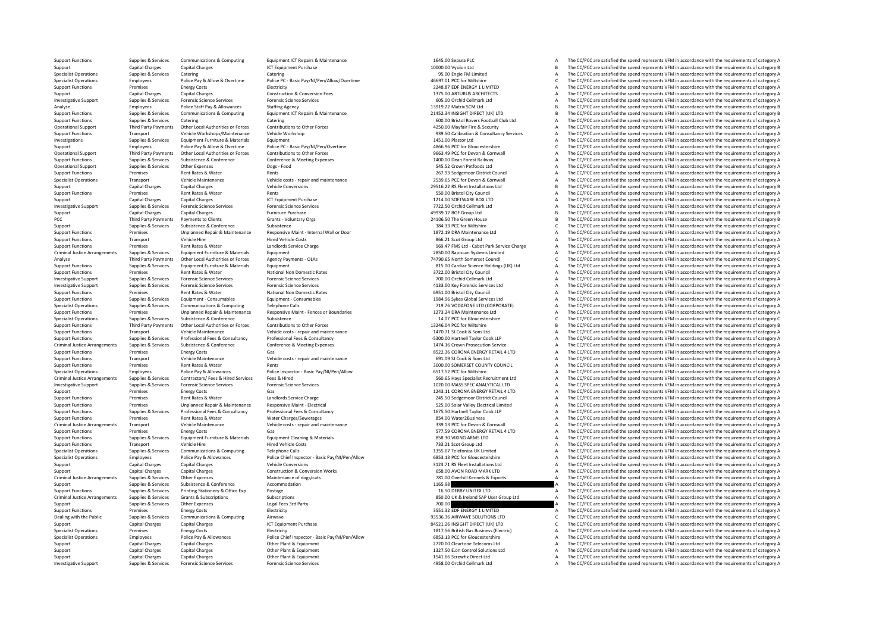| | | | | | | | |
|---|---|---|---|---|---|---|---|
| Support Functions | Supplies & Services | Communications & Computing | Equipment ICT Repairs & Maintenance | 1645.00 | Sepura PLC | A | The CC/PCC are satisfied the spend represents VFM in accordance with the requirements of category A |
| Support | Capital Charges | Capital Charges | ICT Equipment Purchase | 10000.00 | Vysiion Ltd | B | The CC/PCC are satisfied the spend represents VFM in accordance with the requirements of category B |
| Specialist Operations | Supplies & Services | Catering | Catering | 95.00 | Engie FM Limited | A | The CC/PCC are satisfied the spend represents VFM in accordance with the requirements of category A |
| Specialist Operations | Employees | Police Pay & Allow & Overtime | Police PC - Basic Pay/NI/Pen/Allow/Overtime | 46697.01 | PCC for Wiltshire | C | The CC/PCC are satisfied the spend represents VFM in accordance with the requirements of category C |
| Support Functions | Premises | Energy Costs | Electricity | 2248.87 | EDF ENERGY 1 LIMITED | A | The CC/PCC are satisfied the spend represents VFM in accordance with the requirements of category A |
| Support | Capital Charges | Capital Charges | Construction & Conversion Fees | 1375.00 | ARTURUS ARCHITECTS | A | The CC/PCC are satisfied the spend represents VFM in accordance with the requirements of category A |
| Investigative Support | Supplies & Services | Forensic Science Services | Forensic Science Services | 605.00 | Orchid Cellmark Ltd | A | The CC/PCC are satisfied the spend represents VFM in accordance with the requirements of category A |
| Analyse | Employees | Police Staff Pay & Allowances | Staffing Agency | 13919.22 | Matrix SCM Ltd | B | The CC/PCC are satisfied the spend represents VFM in accordance with the requirements of category B |
| Support Functions | Supplies & Services | Communications & Computing | Equipment ICT Repairs & Maintenance | 21452.34 | INSIGHT DIRECT (UK) LTD | B | The CC/PCC are satisfied the spend represents VFM in accordance with the requirements of category B |
| Support Functions | Supplies & Services | Catering | Catering | 600.00 | Bristol Rovers Football Club Ltd | A | The CC/PCC are satisfied the spend represents VFM in accordance with the requirements of category A |
| Operational Support | Third Party Payments | Other Local Authorities or Forces | Contributions to Other Forces | 4250.00 | Mayfair Fire & Security | A | The CC/PCC are satisfied the spend represents VFM in accordance with the requirements of category A |
| Support Functions | Transport | Vehicle Workshops/Maintenance | Vehicle Workshop | 939.50 | Calibration & Consultancy Services | A | The CC/PCC are satisfied the spend represents VFM in accordance with the requirements of category A |
| Investigations | Supplies & Services | Equipment Furniture & Materials | Equipment | 1451.00 | Plastor Ltd | A | The CC/PCC are satisfied the spend represents VFM in accordance with the requirements of category A |
| Support | Employees | Police Pay & Allow & Overtime | Police PC - Basic Pay/NI/Pen/Overtime | 4866.96 | PCC for Gloucestershire | C | The CC/PCC are satisfied the spend represents VFM in accordance with the requirements of category C |
| Operational Support | Third Party Payments | Other Local Authorities or Forces | Contributions to Other Forces | 9663.49 | PCC for Devon & Cornwall | A | The CC/PCC are satisfied the spend represents VFM in accordance with the requirements of category A |
| Support Functions | Supplies & Services | Subsistence & Conference | Conference & Meeting Expenses | 1400.00 | Dean Forest Railway | A | The CC/PCC are satisfied the spend represents VFM in accordance with the requirements of category A |
| Operational Support | Supplies & Services | Other Expenses | Dogs - Food | 545.52 | Crown Petfoods Ltd | A | The CC/PCC are satisfied the spend represents VFM in accordance with the requirements of category A |
| Support Functions | Premises | Rent Rates & Water | Rents | 267.93 | Sedgemoor District Council | A | The CC/PCC are satisfied the spend represents VFM in accordance with the requirements of category A |
| Specialist Operations | Transport | Vehicle Maintenance | Vehicle costs - repair and maintenance | 2539.65 | PCC for Devon & Cornwall | A | The CC/PCC are satisfied the spend represents VFM in accordance with the requirements of category A |
| Support | Capital Charges | Capital Charges | Vehicle Conversions | 29516.22 | RS Fleet Installations Ltd | B | The CC/PCC are satisfied the spend represents VFM in accordance with the requirements of category B |
| Support Functions | Premises | Rent Rates & Water | Rents | 550.00 | Bristol City Council | A | The CC/PCC are satisfied the spend represents VFM in accordance with the requirements of category A |
| Support | Capital Charges | Capital Charges | ICT Equipment Purchase | 1214.00 | SOFTWARE BOX LTD | A | The CC/PCC are satisfied the spend represents VFM in accordance with the requirements of category A |
| Investigative Support | Supplies & Services | Forensic Science Services | Forensic Science Services | 7722.50 | Orchid Cellmark Ltd | A | The CC/PCC are satisfied the spend represents VFM in accordance with the requirements of category A |
| Support | Capital Charges | Capital Charges | Furniture Purchase | 49939.12 | BOF Group Ltd | B | The CC/PCC are satisfied the spend represents VFM in accordance with the requirements of category B |
| PCC | Third Party Payments | Payments to Clients | Grants - Voluntary Orgs | 24106.50 | The Green House | B | The CC/PCC are satisfied the spend represents VFM in accordance with the requirements of category B |
| Support | Supplies & Services | Subsistence & Conference | Subsistence | 384.33 | PCC for Wiltshire | C | The CC/PCC are satisfied the spend represents VFM in accordance with the requirements of category C |
| Support Functions | Premises | Unplanned Repair & Maintenance | Responsive Maint - Internal Wall or Door | 1872.19 | DRA Maintenance Ltd | A | The CC/PCC are satisfied the spend represents VFM in accordance with the requirements of category A |
| Support Functions | Transport | Vehicle Hire | Hired Vehicle Costs | 866.21 | Scot Group Ltd | A | The CC/PCC are satisfied the spend represents VFM in accordance with the requirements of category A |
| Support Functions | Premises | Rent Rates & Water | Landlords Service Charge | 969.47 | FMS Ltd - Cabot Park Service Charge | A | The CC/PCC are satisfied the spend represents VFM in accordance with the requirements of category A |
| Criminal Justice Arrangements | Supplies & Services | Equipment Furniture & Materials | Equipment | 2850.00 | Rapiscan Systems Limited | A | The CC/PCC are satisfied the spend represents VFM in accordance with the requirements of category A |
| Analyse | Third Party Payments | Other Local Authorities or Forces | Agency Payments - OLAs | 74790.65 | North Somerset Council | C | The CC/PCC are satisfied the spend represents VFM in accordance with the requirements of category C |
| Support Functions | Supplies & Services | Equipment Furniture & Materials | Equipment | 815.00 | Cardiac Science Holdings (UK) Ltd | A | The CC/PCC are satisfied the spend represents VFM in accordance with the requirements of category A |
| Support Functions | Premises | Rent Rates & Water | National Non Domestic Rates | 3722.00 | Bristol City Council | A | The CC/PCC are satisfied the spend represents VFM in accordance with the requirements of category A |
| Investigative Support | Supplies & Services | Forensic Science Services | Forensic Science Services | 700.00 | Orchid Cellmark Ltd | A | The CC/PCC are satisfied the spend represents VFM in accordance with the requirements of category A |
| Investigative Support | Supplies & Services | Forensic Science Services | Forensic Science Services | 4133.00 | Key Forensic Services Ltd | A | The CC/PCC are satisfied the spend represents VFM in accordance with the requirements of category A |
| Support Functions | Premises | Rent Rates & Water | National Non Domestic Rates | 6951.00 | Bristol City Council | A | The CC/PCC are satisfied the spend represents VFM in accordance with the requirements of category A |
| Support Functions | Supplies & Services | Equipment - Consumables | Equipment - Consumables | 1984.96 | Sykes Global Services Ltd | A | The CC/PCC are satisfied the spend represents VFM in accordance with the requirements of category A |
| Specialist Operations | Supplies & Services | Communications & Computing | Telephone Calls | 719.76 | VODAFONE LTD (CORPORATE) | A | The CC/PCC are satisfied the spend represents VFM in accordance with the requirements of category A |
| Support Functions | Premises | Unplanned Repair & Maintenance | Responsive Maint - Fences or Boundaries | 1273.24 | DRA Maintenance Ltd | A | The CC/PCC are satisfied the spend represents VFM in accordance with the requirements of category A |
| Specialist Operations | Supplies & Services | Subsistence & Conference | Subsistence | 14.07 | PCC for Gloucestershire | C | The CC/PCC are satisfied the spend represents VFM in accordance with the requirements of category C |
| Support Functions | Third Party Payments | Other Local Authorities or Forces | Contributions to Other Forces | 13246.04 | PCC for Wiltshire | B | The CC/PCC are satisfied the spend represents VFM in accordance with the requirements of category B |
| Support Functions | Transport | Vehicle Maintenance | Vehicle costs - repair and maintenance | 1470.71 | SJ Cook & Sons Ltd | A | The CC/PCC are satisfied the spend represents VFM in accordance with the requirements of category A |
| Support Functions | Supplies & Services | Professional Fees & Consultancy | Professional Fees & Consultancy | -5300.00 | Hartnell Taylor Cook LLP | A | The CC/PCC are satisfied the spend represents VFM in accordance with the requirements of category A |
| Criminal Justice Arrangements | Supplies & Services | Subsistence & Conference | Conference & Meeting Expenses | 1474.16 | Crown Prosecution Service | A | The CC/PCC are satisfied the spend represents VFM in accordance with the requirements of category A |
| Support Functions | Premises | Energy Costs | Gas | 8522.36 | CORONA ENERGY RETAIL 4 LTD | A | The CC/PCC are satisfied the spend represents VFM in accordance with the requirements of category A |
| Support Functions | Transport | Vehicle Maintenance | Vehicle costs - repair and maintenance | 691.09 | SJ Cook & Sons Ltd | A | The CC/PCC are satisfied the spend represents VFM in accordance with the requirements of category A |
| Support Functions | Premises | Rent Rates & Water | Rents | 3000.00 | SOMERSET COUNTY COUNCIL | A | The CC/PCC are satisfied the spend represents VFM in accordance with the requirements of category A |
| Specialist Operations | Employees | Police Pay & Allowances | Police Inspector - Basic Pay/NI/Pen/Allow | 6517.52 | PCC for Wiltshire | A | The CC/PCC are satisfied the spend represents VFM in accordance with the requirements of category A |
| Criminal Justice Arrangements | Supplies & Services | Contractors/ Fees & Hired Services | Fees & Hired | 560.65 | Hays Specialist Recruitment Ltd | A | The CC/PCC are satisfied the spend represents VFM in accordance with the requirements of category A |
| Investigative Support | Supplies & Services | Forensic Science Services | Forensic Science Services | 1020.00 | MASS SPEC ANALYTICAL LTD | A | The CC/PCC are satisfied the spend represents VFM in accordance with the requirements of category A |
| Support | Premises | Energy Costs | Gas | 1243.11 | CORONA ENERGY RETAIL 4 LTD | A | The CC/PCC are satisfied the spend represents VFM in accordance with the requirements of category A |
| Support Functions | Premises | Rent Rates & Water | Landlords Service Charge | 245.50 | Sedgemoor District Council | A | The CC/PCC are satisfied the spend represents VFM in accordance with the requirements of category A |
| Support Functions | Premises | Unplanned Repair & Maintenance | Responsive Maint - Electrical | 525.00 | Solar Valley Electrical Limited | A | The CC/PCC are satisfied the spend represents VFM in accordance with the requirements of category A |
| Support Functions | Supplies & Services | Professional Fees & Consultancy | Professional Fees & Consultancy | 1675.50 | Hartnell Taylor Cook LLP | A | The CC/PCC are satisfied the spend represents VFM in accordance with the requirements of category A |
| Support Functions | Premises | Rent Rates & Water | Water Charges/Sewerages | 854.00 | Water2Business | A | The CC/PCC are satisfied the spend represents VFM in accordance with the requirements of category A |
| Criminal Justice Arrangements | Transport | Vehicle Maintenance | Vehicle costs - repair and maintenance | 339.13 | PCC for Devon & Cornwall | A | The CC/PCC are satisfied the spend represents VFM in accordance with the requirements of category A |
| Support Functions | Premises | Energy Costs | Gas | 577.59 | CORONA ENERGY RETAIL 4 LTD | A | The CC/PCC are satisfied the spend represents VFM in accordance with the requirements of category A |
| Support Functions | Supplies & Services | Equipment Furniture & Materials | Equipment Cleaning & Materials | 858.30 | VIKING ARMS LTD | A | The CC/PCC are satisfied the spend represents VFM in accordance with the requirements of category A |
| Support Functions | Transport | Vehicle Hire | Hired Vehicle Costs | 733.21 | Scot Group Ltd | A | The CC/PCC are satisfied the spend represents VFM in accordance with the requirements of category A |
| Specialist Operations | Supplies & Services | Communications & Computing | Telephone Calls | 1355.67 | Telefonica UK Limited | A | The CC/PCC are satisfied the spend represents VFM in accordance with the requirements of category A |
| Specialist Operations | Employees | Police Pay & Allowances | Police Chief Inspector - Basic Pay/NI/Pen/Allow | 6853.13 | PCC for Gloucestershire | A | The CC/PCC are satisfied the spend represents VFM in accordance with the requirements of category A |
| Support | Capital Charges | Capital Charges | Vehicle Conversions | 3123.71 | RS Fleet Installations Ltd | A | The CC/PCC are satisfied the spend represents VFM in accordance with the requirements of category A |
| Support | Capital Charges | Capital Charges | Construction & Conversion Works | 658.00 | AVON ROAD MARK LTD | A | The CC/PCC are satisfied the spend represents VFM in accordance with the requirements of category A |
| Criminal Justice Arrangements | Supplies & Services | Other Expenses | Maintenance of dogs/cats | 781.00 | Overhill Kennels & Exports | A | The CC/PCC are satisfied the spend represents VFM in accordance with the requirements of category A |
| Support | Supplies & Services | Subsistence & Conference | Accommodation | 1165.98 | | A | The CC/PCC are satisfied the spend represents VFM in accordance with the requirements of category A |
| Support Functions | Supplies & Services | Printing Stationery & Office Exp | Postage | 16.50 | DERBY UNITEX LTD | A | The CC/PCC are satisfied the spend represents VFM in accordance with the requirements of category A |
| Criminal Justice Arrangements | Supplies & Services | Grants & Subscriptions | Subscriptions | 850.00 | UK & Ireland SAP User Group Ltd | A | The CC/PCC are satisfied the spend represents VFM in accordance with the requirements of category A |
| Support | Supplies & Services | Other Expenses | Legal Fees 3rd Party | 700.00 | | A | The CC/PCC are satisfied the spend represents VFM in accordance with the requirements of category A |
| Support Functions | Premises | Energy Costs | Electricity | 3551.32 | EDF ENERGY 1 LIMITED | A | The CC/PCC are satisfied the spend represents VFM in accordance with the requirements of category A |
| Dealing with the Public | Supplies & Services | Communications & Computing | Airwave | 93536.36 | AIRWAVE SOLUTIONS LTD | C | The CC/PCC are satisfied the spend represents VFM in accordance with the requirements of category C |
| Support | Capital Charges | Capital Charges | ICT Equipment Purchase | 84521.26 | INSIGHT DIRECT (UK) LTD | C | The CC/PCC are satisfied the spend represents VFM in accordance with the requirements of category C |
| Specialist Operations | Premises | Energy Costs | Electricity | 1817.56 | British Gas Business (Electric) | A | The CC/PCC are satisfied the spend represents VFM in accordance with the requirements of category A |
| Specialist Operations | Employees | Police Pay & Allowances | Police Chief Inspector - Basic Pay/NI/Pen/Allow | 6853.13 | PCC for Gloucestershire | A | The CC/PCC are satisfied the spend represents VFM in accordance with the requirements of category A |
| Support | Capital Charges | Capital Charges | Other Plant & Equipment | 2720.00 | Cleartone Telecoms Ltd | A | The CC/PCC are satisfied the spend represents VFM in accordance with the requirements of category A |
| Support | Capital Charges | Capital Charges | Other Plant & Equipment | 1327.50 | E.on Control Solutions Ltd | A | The CC/PCC are satisfied the spend represents VFM in accordance with the requirements of category A |
| Support | Capital Charges | Capital Charges | Other Plant & Equipment | 1541.66 | Screwfix Direct Ltd | A | The CC/PCC are satisfied the spend represents VFM in accordance with the requirements of category A |
| Investigative Support | Supplies & Services | Forensic Science Services | Forensic Science Services | 4958.00 | Orchid Cellmark Ltd | A | The CC/PCC are satisfied the spend represents VFM in accordance with the requirements of category A |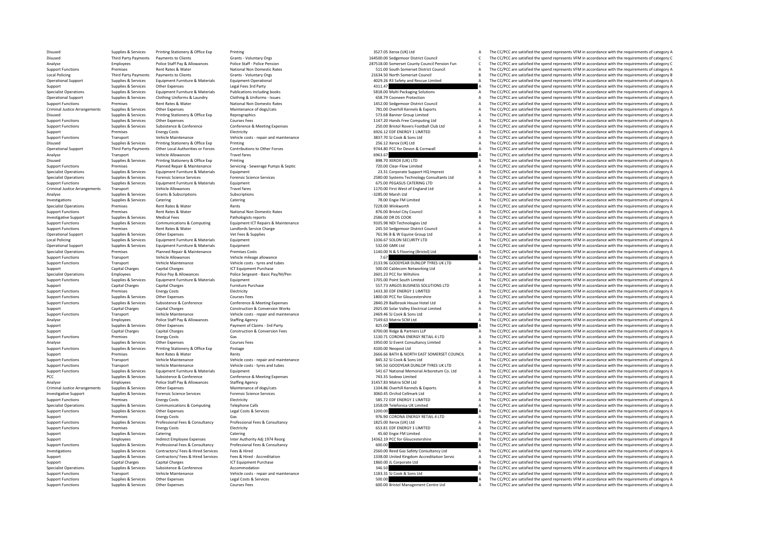| | | | | | | |
|---|---|---|---|---|---|---|
| Disused | Supplies & Services | Printing Stationery & Office Exp | Printing | 3527.05 Xerox (UK) Ltd | A | The CC/PCC are satisfied the spend represents VFM in accordance with the requirements of category A |
| Disused | Third Party Payments | Payments to Clients | Grants - Voluntary Orgs | 164500.00 Sedgemoor District Council | C | The CC/PCC are satisfied the spend represents VFM in accordance with the requirements of category C |
| Analyse | Employees | Police Staff Pay & Allowances | Police Staff - Police Pension | 287518.00 Somerset County Council Pension Fun | C | The CC/PCC are satisfied the spend represents VFM in accordance with the requirements of category C |
| Support Functions | Premises | Rent Rates & Water | National Non Domestic Rates | 511.00 South Somerset District Council | A | The CC/PCC are satisfied the spend represents VFM in accordance with the requirements of category A |
| Local Policing | Third Party Payments | Payments to Clients | Grants - Voluntary Orgs | 21634.50 North Somerset Council | B | The CC/PCC are satisfied the spend represents VFM in accordance with the requirements of category B |
| Operational Support | Supplies & Services | Equipment Furniture & Materials | Equipment Operational | 4029.26 R3 Safety and Rescue Limited | A | The CC/PCC are satisfied the spend represents VFM in accordance with the requirements of category A |
| Support | Supplies & Services | Other Expenses | Legal Fees 3rd Party | 4311.47 | A | The CC/PCC are satisfied the spend represents VFM in accordance with the requirements of category A |
| Specialist Operations | Supplies & Services | Equipment Furniture & Materials | Publications including books | 5818.00 Multi Packaging Solutions | A | The CC/PCC are satisfied the spend represents VFM in accordance with the requirements of category A |
| Operational Support | Supplies & Services | Clothing Uniforms & Laundry | Clothing & Uniforms - Issues | 658.79 Cooneen Protection | A | The CC/PCC are satisfied the spend represents VFM in accordance with the requirements of category A |
| Support Functions | Premises | Rent Rates & Water | National Non Domestic Rates | 1452.00 Sedgemoor District Council | A | The CC/PCC are satisfied the spend represents VFM in accordance with the requirements of category A |
| Criminal Justice Arrangements | Supplies & Services | Other Expenses | Maintenance of dogs/cats | 781.00 Overhill Kennels & Exports | A | The CC/PCC are satisfied the spend represents VFM in accordance with the requirements of category A |
| Disused | Supplies & Services | Printing Stationery & Office Exp | Reprographics | 573.68 Banner Group Limited | A | The CC/PCC are satisfied the spend represents VFM in accordance with the requirements of category A |
| Support Functions | Supplies & Services | Other Expenses | Courses Fees | 1147.20 Hands Free Computing Ltd | A | The CC/PCC are satisfied the spend represents VFM in accordance with the requirements of category A |
| Support Functions | Supplies & Services | Subsistence & Conference | Conference & Meeting Expenses | 250.00 Bristol Rovers Football Club Ltd | A | The CC/PCC are satisfied the spend represents VFM in accordance with the requirements of category A |
| Support | Premises | Energy Costs | Electricity | 6926.12 EDF ENERGY 1 LIMITED | A | The CC/PCC are satisfied the spend represents VFM in accordance with the requirements of category A |
| Support Functions | Transport | Vehicle Maintenance | Vehicle costs - repair and maintenance | 3837.70 SJ Cook & Sons Ltd | A | The CC/PCC are satisfied the spend represents VFM in accordance with the requirements of category A |
| Disused | Supplies & Services | Printing Stationery & Office Exp | Printing | 256.12 Xerox (UK) Ltd | A | The CC/PCC are satisfied the spend represents VFM in accordance with the requirements of category A |
| Operational Support | Third Party Payments | Other Local Authorities or Forces | Contributions to Other Forces | 9744.80 PCC for Devon & Cornwall | A | The CC/PCC are satisfied the spend represents VFM in accordance with the requirements of category A |
| Analyse | Transport | Vehicle Allowances | Travel fares | 6963.67 | A | The CC/PCC are satisfied the spend represents VFM in accordance with the requirements of category A |
| Disused | Supplies & Services | Printing Stationery & Office Exp | Printing | 898.70 XEROX (UK) LTD | A | The CC/PCC are satisfied the spend represents VFM in accordance with the requirements of category A |
| Support Functions | Premises | Planned Repair & Maintenance | Servicing - Sewerage Pumps & Septic | 720.00 Clear-Flow Limited | A | The CC/PCC are satisfied the spend represents VFM in accordance with the requirements of category A |
| Specialist Operations | Supplies & Services | Equipment Furniture & Materials | Equipment | 23.31 Corporate Support HQ Imprest | A | The CC/PCC are satisfied the spend represents VFM in accordance with the requirements of category A |
| Specialist Operations | Supplies & Services | Forensic Science Services | Forensic Science Services | 2580.00 Systems Technology Consultants Ltd | A | The CC/PCC are satisfied the spend represents VFM in accordance with the requirements of category A |
| Support Functions | Supplies & Services | Equipment Furniture & Materials | Equipment | 675.00 PEGASUS CATERING LTD | A | The CC/PCC are satisfied the spend represents VFM in accordance with the requirements of category A |
| Criminal Justice Arrangements | Transport | Vehicle Allowances | Travel fares | 1170.00 First West of England Ltd | A | The CC/PCC are satisfied the spend represents VFM in accordance with the requirements of category A |
| Analyse | Supplies & Services | Grants & Subscriptions | Subscriptions | -3285.00 Marsh Ltd | A | The CC/PCC are satisfied the spend represents VFM in accordance with the requirements of category A |
| Investigations | Supplies & Services | Catering | Catering | 78.00 Engie FM Limited | A | The CC/PCC are satisfied the spend represents VFM in accordance with the requirements of category A |
| Specialist Operations | Premises | Rent Rates & Water | Rents | 7228.00 Winkworth | A | The CC/PCC are satisfied the spend represents VFM in accordance with the requirements of category A |
| Support Functions | Premises | Rent Rates & Water | National Non Domestic Rates | 876.00 Bristol City Council | A | The CC/PCC are satisfied the spend represents VFM in accordance with the requirements of category A |
| Investigative Support | Supplies & Services | Medical Fees | Pathologists reports | 2586.00 DR DS COOK | A | The CC/PCC are satisfied the spend represents VFM in accordance with the requirements of category A |
| Support Functions | Supplies & Services | Communications & Computing | Equipment ICT Repairs & Maintenance | 9105.98 NDI Technologies Ltd | A | The CC/PCC are satisfied the spend represents VFM in accordance with the requirements of category A |
| Support Functions | Premises | Rent Rates & Water | Landlords Service Charge | 245.50 Sedgemoor District Council | A | The CC/PCC are satisfied the spend represents VFM in accordance with the requirements of category A |
| Operational Support | Supplies & Services | Other Expenses | Vet Fees & Supplies | 761.96 B & W Equine Group Ltd | A | The CC/PCC are satisfied the spend represents VFM in accordance with the requirements of category A |
| Local Policing | Supplies & Services | Equipment Furniture & Materials | Equipment | 1336.67 SOLON SECURITY LTD | A | The CC/PCC are satisfied the spend represents VFM in accordance with the requirements of category A |
| Operational Support | Supplies & Services | Equipment Furniture & Materials | Equipment | 532.00 GMK Ltd | A | The CC/PCC are satisfied the spend represents VFM in accordance with the requirements of category A |
| Specialist Operations | Premises | Planned Repair & Maintenance | Premises Costs | 1140.00 N & S Flooring (Bristol) Ltd | A | The CC/PCC are satisfied the spend represents VFM in accordance with the requirements of category A |
| Support Functions | Transport | Vehicle Allowances | Vehicle mileage allowance | 7.67 | A | The CC/PCC are satisfied the spend represents VFM in accordance with the requirements of category A |
| Support Functions | Transport | Vehicle Maintenance | Vehicle costs - tyres and tubes | 2133.96 GOODYEAR DUNLOP TYRES UK LTD | A | The CC/PCC are satisfied the spend represents VFM in accordance with the requirements of category A |
| Support | Capital Charges | Capital Charges | ICT Equipment Purchase | 500.00 Cablecom Networking Ltd | A | The CC/PCC are satisfied the spend represents VFM in accordance with the requirements of category A |
| Specialist Operations | Employees | Police Pay & Allowances | Police Sergeant - Basic Pay/NI/Pen | 2601.23 PCC for Wiltshire | A | The CC/PCC are satisfied the spend represents VFM in accordance with the requirements of category A |
| Support Functions | Supplies & Services | Equipment Furniture & Materials | Equipment | 1705.00 Point South Limited | A | The CC/PCC are satisfied the spend represents VFM in accordance with the requirements of category A |
| Support | Capital Charges | Capital Charges | Furniture Purchase | 557.73 ARGOS BUSINESS SOLUTIONS LTD | A | The CC/PCC are satisfied the spend represents VFM in accordance with the requirements of category A |
| Support Functions | Premises | Energy Costs | Electricity | 1433.30 EDF ENERGY 1 LIMITED | A | The CC/PCC are satisfied the spend represents VFM in accordance with the requirements of category A |
| Support Functions | Supplies & Services | Other Expenses | Courses Fees | 1800.00 PCC for Gloucestershire | A | The CC/PCC are satisfied the spend represents VFM in accordance with the requirements of category A |
| Support Functions | Supplies & Services | Subsistence & Conference | Conference & Meeting Expenses | 2840.29 Bailbrook House Hotel Ltd | A | The CC/PCC are satisfied the spend represents VFM in accordance with the requirements of category A |
| Support | Capital Charges | Capital Charges | Construction & Conversion Works | 2925.00 Solar Valley Electrical Limited | A | The CC/PCC are satisfied the spend represents VFM in accordance with the requirements of category A |
| Support Functions | Transport | Vehicle Maintenance | Vehicle costs - repair and maintenance | 2469.46 SJ Cook & Sons Ltd | A | The CC/PCC are satisfied the spend represents VFM in accordance with the requirements of category A |
| Analyse | Employees | Police Staff Pay & Allowances | Staffing Agency | 7149.63 Matrix SCM Ltd | A | The CC/PCC are satisfied the spend represents VFM in accordance with the requirements of category A |
| Support | Supplies & Services | Other Expenses | Payment of Claims - 3rd Party | 825.00 | A | The CC/PCC are satisfied the spend represents VFM in accordance with the requirements of category A |
| Support | Capital Charges | Capital Charges | Construction & Conversion Fees | 6700.00 Ridge & Partners LLP | A | The CC/PCC are satisfied the spend represents VFM in accordance with the requirements of category A |
| Support Functions | Premises | Energy Costs | Gas | 1130.71 CORONA ENERGY RETAIL 4 LTD | A | The CC/PCC are satisfied the spend represents VFM in accordance with the requirements of category A |
| Analyse | Supplies & Services | Other Expenses | Courses Fees | 1950.00 SJ Event Consultancy Limited | A | The CC/PCC are satisfied the spend represents VFM in accordance with the requirements of category A |
| Support Functions | Supplies & Services | Printing Stationery & Office Exp | Postage | 4100.00 Neopost Ltd | A | The CC/PCC are satisfied the spend represents VFM in accordance with the requirements of category A |
| Support | Premises | Rent Rates & Water | Rents | 2666.66 BATH & NORTH EAST SOMERSET COUNCIL | A | The CC/PCC are satisfied the spend represents VFM in accordance with the requirements of category A |
| Support Functions | Transport | Vehicle Maintenance | Vehicle costs - repair and maintenance | 845.32 SJ Cook & Sons Ltd | A | The CC/PCC are satisfied the spend represents VFM in accordance with the requirements of category A |
| Support Functions | Transport | Vehicle Maintenance | Vehicle costs - tyres and tubes | 595.50 GOODYEAR DUNLOP TYRES UK LTD | A | The CC/PCC are satisfied the spend represents VFM in accordance with the requirements of category A |
| Support Functions | Supplies & Services | Equipment Furniture & Materials | Equipment | 541.67 National Memorial Arboretum Co. Ltd | A | The CC/PCC are satisfied the spend represents VFM in accordance with the requirements of category A |
| PCC | Supplies & Services | Subsistence & Conference | Conference & Meeting Expenses | 743.35 Sodexo Limited | A | The CC/PCC are satisfied the spend represents VFM in accordance with the requirements of category A |
| Analyse | Employees | Police Staff Pay & Allowances | Staffing Agency | 31457.83 Matrix SCM Ltd | B | The CC/PCC are satisfied the spend represents VFM in accordance with the requirements of category B |
| Criminal Justice Arrangements | Supplies & Services | Other Expenses | Maintenance of dogs/cats | 1104.86 Overhill Kennels & Exports | A | The CC/PCC are satisfied the spend represents VFM in accordance with the requirements of category A |
| Investigative Support | Supplies & Services | Forensic Science Services | Forensic Science Services | 3060.45 Orchid Cellmark Ltd | A | The CC/PCC are satisfied the spend represents VFM in accordance with the requirements of category A |
| Support Functions | Premises | Energy Costs | Electricity | 585.72 EDF ENERGY 1 LIMITED | A | The CC/PCC are satisfied the spend represents VFM in accordance with the requirements of category A |
| Specialist Operations | Supplies & Services | Communications & Computing | Telephone Calls | 1358.09 Telefonica UK Limited | A | The CC/PCC are satisfied the spend represents VFM in accordance with the requirements of category A |
| Support Functions | Supplies & Services | Other Expenses | Legal Costs & Services | 1200.00 | A | The CC/PCC are satisfied the spend represents VFM in accordance with the requirements of category A |
| Support | Premises | Energy Costs | Gas | 976.90 CORONA ENERGY RETAIL 4 LTD | A | The CC/PCC are satisfied the spend represents VFM in accordance with the requirements of category A |
| Support Functions | Supplies & Services | Professional Fees & Consultancy | Professional Fees & Consultancy | 1825.00 Xerox (UK) Ltd | A | The CC/PCC are satisfied the spend represents VFM in accordance with the requirements of category A |
| Support Functions | Premises | Energy Costs | Electricity | 653.81 EDF ENERGY 1 LIMITED | A | The CC/PCC are satisfied the spend represents VFM in accordance with the requirements of category A |
| Support | Supplies & Services | Catering | Catering | 45.60 Engie FM Limited | A | The CC/PCC are satisfied the spend represents VFM in accordance with the requirements of category A |
| Support | Employees | Indirect Employee Expenses | Inter Authority Adj 1974 Reorg | 14362.19 PCC for Gloucestershire | B | The CC/PCC are satisfied the spend represents VFM in accordance with the requirements of category B |
| Support Functions | Supplies & Services | Professional Fees & Consultancy | Professional Fees & Consultancy | 600.00 | A | The CC/PCC are satisfied the spend represents VFM in accordance with the requirements of category A |
| Investigations | Supplies & Services | Contractors/ Fees & Hired Services | Fees & Hired | 2560.00 Reed Gas Safety Consultancy Ltd | A | The CC/PCC are satisfied the spend represents VFM in accordance with the requirements of category A |
| Support | Supplies & Services | Contractors/ Fees & Hired Services | Fees & Hired - Accreditation | 1338.00 United Kingdom Accreditation Servic | A | The CC/PCC are satisfied the spend represents VFM in accordance with the requirements of category A |
| Support | Capital Charges | Capital Charges | ICT Equipment Purchase | 1860.00 JL Corporate Ltd | A | The CC/PCC are satisfied the spend represents VFM in accordance with the requirements of category A |
| Specialist Operations | Supplies & Services | Subsistence & Conference | Accommodation | 346.50 | B | The CC/PCC are satisfied the spend represents VFM in accordance with the requirements of category B |
| Support Functions | Transport | Vehicle Maintenance | Vehicle costs - repair and maintenance | 1183.31 SJ Cook & Sons Ltd | A | The CC/PCC are satisfied the spend represents VFM in accordance with the requirements of category A |
| Support Functions | Supplies & Services | Other Expenses | Legal Costs & Services | 500.00 | A | The CC/PCC are satisfied the spend represents VFM in accordance with the requirements of category A |
| Support Functions | Supplies & Services | Other Expenses | Courses Fees | 600.00 Bristol Management Centre Ltd | A | The CC/PCC are satisfied the spend represents VFM in accordance with the requirements of category A |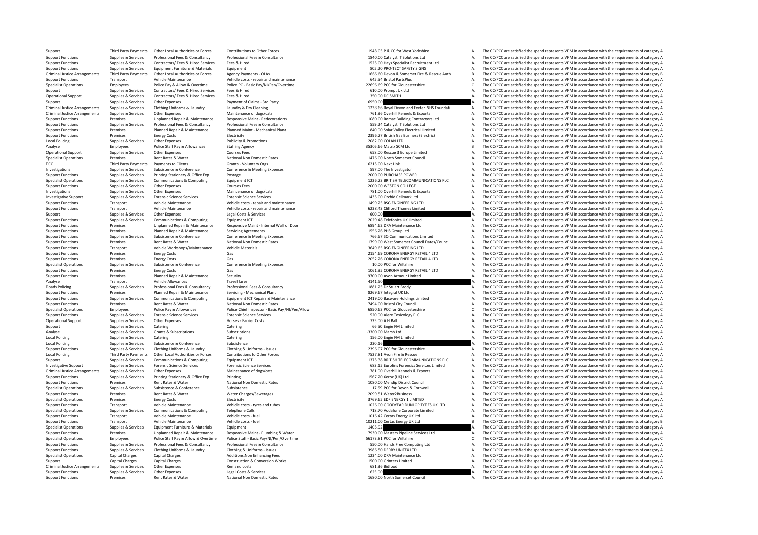| | | | | | | |
|---|---|---|---|---|---|---|
| Support | Third Party Payments | Other Local Authorities or Forces | Contributions to Other Forces | 1948.05 P & CC for West Yorkshire | A | The CC/PCC are satisfied the spend represents VFM in accordance with the requirements of category A |
| Support Functions | Supplies & Services | Professional Fees & Consultancy | Professional Fees & Consultancy | 1840.00 Catalyst IT Solutions Ltd | A | The CC/PCC are satisfied the spend represents VFM in accordance with the requirements of category A |
| Support Functions | Supplies & Services | Contractors/ Fees & Hired Services | Fees & Hired | 1525.00 Hays Specialist Recruitment Ltd | A | The CC/PCC are satisfied the spend represents VFM in accordance with the requirements of category A |
| Support Functions | Supplies & Services | Equipment Furniture & Materials | Equipment | 805.20 PRO-TECT SAFETY SIGNS | A | The CC/PCC are satisfied the spend represents VFM in accordance with the requirements of category A |
| Criminal Justice Arrangements | Third Party Payments | Other Local Authorities or Forces | Agency Payments - OLAs | 11666.60 Devon & Somerset Fire & Rescue Auth | B | The CC/PCC are satisfied the spend represents VFM in accordance with the requirements of category B |
| Support Functions | Transport | Vehicle Maintenance | Vehicle costs - repair and maintenance | 645.54 Bristol PartsPlus | A | The CC/PCC are satisfied the spend represents VFM in accordance with the requirements of category A |
| Specialist Operations | Employees | Police Pay & Allow & Overtime | Police PC - Basic Pay/NI/Pen/Overtime | 22696.69 PCC for Gloucestershire | C | The CC/PCC are satisfied the spend represents VFM in accordance with the requirements of category C |
| Support | Supplies & Services | Contractors/ Fees & Hired Services | Fees & Hired | 610.00 Prompt Uk Ltd | A | The CC/PCC are satisfied the spend represents VFM in accordance with the requirements of category A |
| Operational Support | Supplies & Services | Contractors/ Fees & Hired Services | Fees & Hired | 350.00 DC SMITH | A | The CC/PCC are satisfied the spend represents VFM in accordance with the requirements of category A |
| Support | Supplies & Services | Other Expenses | Payment of Claims - 3rd Party | 6950.00 | A | The CC/PCC are satisfied the spend represents VFM in accordance with the requirements of category A |
| Criminal Justice Arrangements | Supplies & Services | Clothing Uniforms & Laundry | Laundry & Dry Cleaning | 1238.66 Royal Devon and Exeter NHS Foundati | A | The CC/PCC are satisfied the spend represents VFM in accordance with the requirements of category A |
| Criminal Justice Arrangements | Supplies & Services | Other Expenses | Maintenance of dogs/cats | 761.96 Overhill Kennels & Exports | A | The CC/PCC are satisfied the spend represents VFM in accordance with the requirements of category A |
| Support Functions | Premises | Unplanned Repair & Maintenance | Responsive Maint - Redecorations | 1080.00 Romac Building Contractors Ltd | A | The CC/PCC are satisfied the spend represents VFM in accordance with the requirements of category A |
| Support Functions | Supplies & Services | Professional Fees & Consultancy | Professional Fees & Consultancy | 559.24 Catalyst IT Solutions Ltd | A | The CC/PCC are satisfied the spend represents VFM in accordance with the requirements of category A |
| Support Functions | Premises | Planned Repair & Maintenance | Planned Maint - Mechanical Plant | 840.00 Solar Valley Electrical Limited | A | The CC/PCC are satisfied the spend represents VFM in accordance with the requirements of category A |
| Support Functions | Premises | Energy Costs | Electricity | 2396.27 British Gas Business (Electric) | A | The CC/PCC are satisfied the spend represents VFM in accordance with the requirements of category A |
| Local Policing | Supplies & Services | Other Expenses | Publicity & Promotions | 2082.00 COLAN LTD | A | The CC/PCC are satisfied the spend represents VFM in accordance with the requirements of category A |
| Analyse | Employees | Police Staff Pay & Allowances | Staffing Agency | 35305.66 Matrix SCM Ltd | B | The CC/PCC are satisfied the spend represents VFM in accordance with the requirements of category B |
| Operational Support | Supplies & Services | Other Expenses | Courses Fees | 658.00 Rescue 3 Europe Limited | A | The CC/PCC are satisfied the spend represents VFM in accordance with the requirements of category A |
| Specialist Operations | Premises | Rent Rates & Water | National Non Domestic Rates | 1476.00 North Somerset Council | A | The CC/PCC are satisfied the spend represents VFM in accordance with the requirements of category A |
| PCC | Third Party Payments | Payments to Clients | Grants - Voluntary Orgs | 16215.00 Next Link | B | The CC/PCC are satisfied the spend represents VFM in accordance with the requirements of category B |
| Investigations | Supplies & Services | Subsistence & Conference | Conference & Meeting Expenses | 597.00 The Investigator | A | The CC/PCC are satisfied the spend represents VFM in accordance with the requirements of category A |
| Support Functions | Supplies & Services | Printing Stationery & Office Exp | Postage | 2000.00 PURCHASE POWER | A | The CC/PCC are satisfied the spend represents VFM in accordance with the requirements of category A |
| Specialist Operations | Supplies & Services | Communications & Computing | Equipment ICT | 1226.23 BRITISH TELECOMMUNICATIONS PLC | A | The CC/PCC are satisfied the spend represents VFM in accordance with the requirements of category A |
| Support Functions | Supplies & Services | Other Expenses | Courses Fees | 2000.00 WESTON COLLEGE | A | The CC/PCC are satisfied the spend represents VFM in accordance with the requirements of category A |
| Investigations | Supplies & Services | Other Expenses | Maintenance of dogs/cats | 781.00 Overhill Kennels & Exports | A | The CC/PCC are satisfied the spend represents VFM in accordance with the requirements of category A |
| Investigative Support | Supplies & Services | Forensic Science Services | Forensic Science Services | 1435.00 Orchid Cellmark Ltd | A | The CC/PCC are satisfied the spend represents VFM in accordance with the requirements of category A |
| Support Functions | Transport | Vehicle Maintenance | Vehicle costs - repair and maintenance | 1499.25 RSG ENGINEERING LTD | A | The CC/PCC are satisfied the spend represents VFM in accordance with the requirements of category A |
| Support Functions | Transport | Vehicle Maintenance | Vehicle costs - repair and maintenance | 6238.43 Clifford Thames Limited | A | The CC/PCC are satisfied the spend represents VFM in accordance with the requirements of category A |
| Support | Supplies & Services | Other Expenses | Legal Costs & Services | 600.00 | A | The CC/PCC are satisfied the spend represents VFM in accordance with the requirements of category A |
| Support Functions | Supplies & Services | Communications & Computing | Equipment ICT | 2029.48 Telefonica UK Limited | A | The CC/PCC are satisfied the spend represents VFM in accordance with the requirements of category A |
| Support Functions | Premises | Unplanned Repair & Maintenance | Responsive Maint - Internal Wall or Door | 6894.62 DRA Maintenance Ltd | A | The CC/PCC are satisfied the spend represents VFM in accordance with the requirements of category A |
| Support Functions | Premises | Planned Repair & Maintenance | Servicing Agreements | 1556.26 PHS Group Ltd | A | The CC/PCC are satisfied the spend represents VFM in accordance with the requirements of category A |
| Support Functions | Supplies & Services | Subsistence & Conference | Conference & Meeting Expenses | 766.67 SQ Communications Limited | A | The CC/PCC are satisfied the spend represents VFM in accordance with the requirements of category A |
| Support Functions | Premises | Rent Rates & Water | National Non Domestic Rates | 1799.00 West Somerset Council Rates/Council | A | The CC/PCC are satisfied the spend represents VFM in accordance with the requirements of category A |
| Support Functions | Transport | Vehicle Workshops/Maintenance | Vehicle Materials | 3649.65 RSG ENGINEERING LTD | A | The CC/PCC are satisfied the spend represents VFM in accordance with the requirements of category A |
| Support Functions | Premises | Energy Costs | Gas | 2154.69 CORONA ENERGY RETAIL 4 LTD | A | The CC/PCC are satisfied the spend represents VFM in accordance with the requirements of category A |
| Support Functions | Premises | Energy Costs | Gas | 2052.26 CORONA ENERGY RETAIL 4 LTD | A | The CC/PCC are satisfied the spend represents VFM in accordance with the requirements of category A |
| Specialist Operations | Supplies & Services | Subsistence & Conference | Conference & Meeting Expenses | 10.00 PCC for Wiltshire | A | The CC/PCC are satisfied the spend represents VFM in accordance with the requirements of category A |
| Support Functions | Premises | Energy Costs | Gas | 1061.35 CORONA ENERGY RETAIL 4 LTD | A | The CC/PCC are satisfied the spend represents VFM in accordance with the requirements of category A |
| Support Functions | Premises | Planned Repair & Maintenance | Security | 9700.00 Avon Armour Limited | A | The CC/PCC are satisfied the spend represents VFM in accordance with the requirements of category A |
| Analyse | Transport | Vehicle Allowances | Travel fares | 4141.50 | A | The CC/PCC are satisfied the spend represents VFM in accordance with the requirements of category A |
| Roads Policing | Supplies & Services | Professional Fees & Consultancy | Professional Fees & Consultancy | 1881.25 Dr Stuart Brody | A | The CC/PCC are satisfied the spend represents VFM in accordance with the requirements of category A |
| Support Functions | Premises | Planned Repair & Maintenance | Servicing - Mechanical Plant | 8269.67 Integral UK Ltd | A | The CC/PCC are satisfied the spend represents VFM in accordance with the requirements of category A |
| Support Functions | Supplies & Services | Communications & Computing | Equipment ICT Repairs & Maintenance | 2419.00 Basware Holdings Limited | A | The CC/PCC are satisfied the spend represents VFM in accordance with the requirements of category A |
| Support Functions | Premises | Rent Rates & Water | National Non Domestic Rates | 7494.00 Bristol City Council | A | The CC/PCC are satisfied the spend represents VFM in accordance with the requirements of category A |
| Specialist Operations | Employees | Police Pay & Allowances | Police Chief Inspector - Basic Pay/NI/Pen/Allow | 6850.63 PCC for Gloucestershire | C | The CC/PCC are satisfied the spend represents VFM in accordance with the requirements of category C |
| Support Functions | Supplies & Services | Forensic Science Services | Forensic Science Services | 520.00 Alere Toxicology PLC | A | The CC/PCC are satisfied the spend represents VFM in accordance with the requirements of category A |
| Operational Support | Supplies & Services | Other Expenses | Horses - Farrier Costs | 725.00 A H Ball | A | The CC/PCC are satisfied the spend represents VFM in accordance with the requirements of category A |
| Support | Supplies & Services | Catering | Catering | 66.50 Engie FM Limited | A | The CC/PCC are satisfied the spend represents VFM in accordance with the requirements of category A |
| Analyse | Supplies & Services | Grants & Subscriptions | Subscriptions | -3300.00 Marsh Ltd | A | The CC/PCC are satisfied the spend represents VFM in accordance with the requirements of category A |
| Local Policing | Supplies & Services | Catering | Catering | 156.00 Engie FM Limited | A | The CC/PCC are satisfied the spend represents VFM in accordance with the requirements of category A |
| Local Policing | Supplies & Services | Subsistence & Conference | Subsistence | 230.16 | A | The CC/PCC are satisfied the spend represents VFM in accordance with the requirements of category A |
| Support Functions | Supplies & Services | Clothing Uniforms & Laundry | Clothing & Uniforms - Issues | 2396.07 PCC for Gloucestershire | A | The CC/PCC are satisfied the spend represents VFM in accordance with the requirements of category A |
| Local Policing | Third Party Payments | Other Local Authorities or Forces | Contributions to Other Forces | 7527.81 Avon Fire & Rescue | A | The CC/PCC are satisfied the spend represents VFM in accordance with the requirements of category A |
| Support | Supplies & Services | Communications & Computing | Equipment ICT | 1375.38 BRITISH TELECOMMUNICATIONS PLC | A | The CC/PCC are satisfied the spend represents VFM in accordance with the requirements of category A |
| Investigative Support | Supplies & Services | Forensic Science Services | Forensic Science Services | 683.15 Eurofins Forensics Services Limited | A | The CC/PCC are satisfied the spend represents VFM in accordance with the requirements of category A |
| Criminal Justice Arrangements | Supplies & Services | Other Expenses | Maintenance of dogs/cats | 781.00 Overhill Kennels & Exports | A | The CC/PCC are satisfied the spend represents VFM in accordance with the requirements of category A |
| Support Functions | Supplies & Services | Printing Stationery & Office Exp | Printing | 1567.20 Xerox (UK) Ltd | A | The CC/PCC are satisfied the spend represents VFM in accordance with the requirements of category A |
| Support Functions | Premises | Rent Rates & Water | National Non Domestic Rates | 1080.00 Mendip District Council | A | The CC/PCC are satisfied the spend represents VFM in accordance with the requirements of category A |
| Specialist Operations | Supplies & Services | Subsistence & Conference | Subsistence | 17.59 PCC for Devon & Cornwall | A | The CC/PCC are satisfied the spend represents VFM in accordance with the requirements of category A |
| Support Functions | Premises | Rent Rates & Water | Water Charges/Sewerages | 2099.51 Water2Business | A | The CC/PCC are satisfied the spend represents VFM in accordance with the requirements of category A |
| Specialist Operations | Premises | Energy Costs | Electricity | 3769.65 EDF ENERGY 1 LIMITED | A | The CC/PCC are satisfied the spend represents VFM in accordance with the requirements of category A |
| Support Functions | Transport | Vehicle Maintenance | Vehicle costs - tyres and tubes | 1026.00 GOODYEAR DUNLOP TYRES UK LTD | A | The CC/PCC are satisfied the spend represents VFM in accordance with the requirements of category A |
| Specialist Operations | Supplies & Services | Communications & Computing | Telephone Calls | 718.70 Vodafone Corporate Limited | A | The CC/PCC are satisfied the spend represents VFM in accordance with the requirements of category A |
| Support Functions | Transport | Vehicle Maintenance | Vehicle costs - fuel | 1016.42 Certas Energy UK Ltd | A | The CC/PCC are satisfied the spend represents VFM in accordance with the requirements of category A |
| Support Functions | Transport | Vehicle Maintenance | Vehicle costs - fuel | 10211.00 Certas Energy UK Ltd | B | The CC/PCC are satisfied the spend represents VFM in accordance with the requirements of category B |
| Specialist Operations | Supplies & Services | Equipment Furniture & Materials | Equipment | 1405.92 | A | The CC/PCC are satisfied the spend represents VFM in accordance with the requirements of category A |
| Support Functions | Premises | Unplanned Repair & Maintenance | Responsive Maint - Plumbing & Water | 7930.00 Masters Pipeline Services Ltd | A | The CC/PCC are satisfied the spend represents VFM in accordance with the requirements of category A |
| Specialist Operations | Employees | Police Staff Pay & Allow & Overtime | Police Staff - Basic Pay/NI/Pen/Overtime | 56173.81 PCC for Wiltshire | C | The CC/PCC are satisfied the spend represents VFM in accordance with the requirements of category C |
| Support Functions | Supplies & Services | Professional Fees & Consultancy | Professional Fees & Consultancy | 550.00 Hands Free Computing Ltd | A | The CC/PCC are satisfied the spend represents VFM in accordance with the requirements of category A |
| Support Functions | Supplies & Services | Clothing Uniforms & Laundry | Clothing & Uniforms - Issues | 3986.50 DERBY UNITEX LTD | A | The CC/PCC are satisfied the spend represents VFM in accordance with the requirements of category A |
| Specialist Operations | Capital Charges | Capital Charges | Additions:Non Enhancing Fees | 1234.00 DRA Maintenance Ltd | A | The CC/PCC are satisfied the spend represents VFM in accordance with the requirements of category A |
| Support | Capital Charges | Capital Charges | Construction & Conversion Works | 1500.00 Grinters Limited | A | The CC/PCC are satisfied the spend represents VFM in accordance with the requirements of category A |
| Criminal Justice Arrangements | Supplies & Services | Other Expenses | Remand costs | 681.36 Bidfood | A | The CC/PCC are satisfied the spend represents VFM in accordance with the requirements of category A |
| Support Functions | Supplies & Services | Other Expenses | Legal Costs & Services | 625.00 | A | The CC/PCC are satisfied the spend represents VFM in accordance with the requirements of category A |
| Support Functions | Premises | Rent Rates & Water | National Non Domestic Rates | 1680.00 North Somerset Council | A | The CC/PCC are satisfied the spend represents VFM in accordance with the requirements of category A |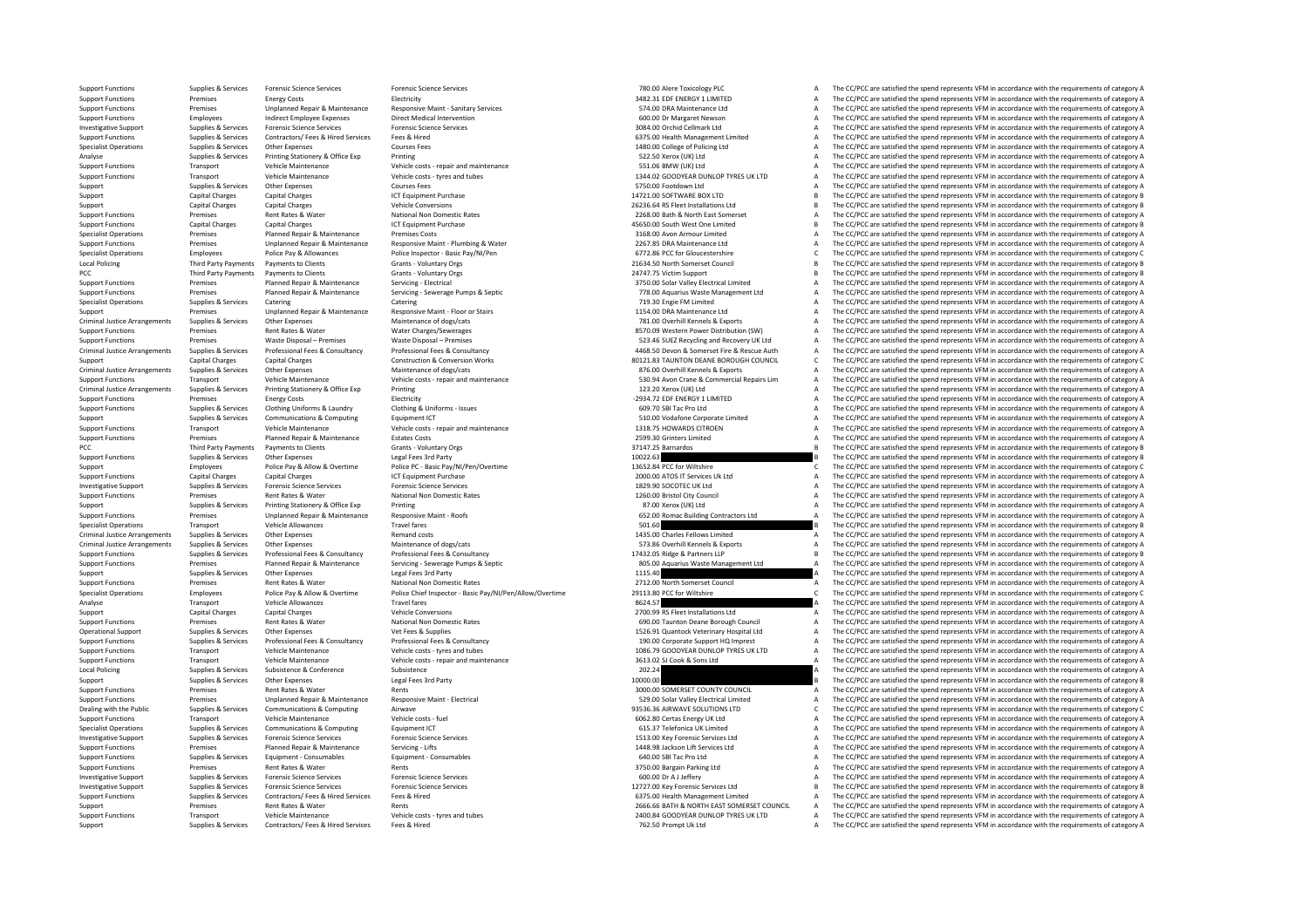| Support Functions | Supplies & Services | Forensic Science Services | Forensic Science Services | 780.00 | Alere Toxicology PLC | A | The CC/PCC are satisfied the spend represents VFM in accordance with the requirements of category A |
|---|---|---|---|---|---|---|---|
| Support Functions | Premises | Energy Costs | Electricity | 3482.31 | EDF ENERGY 1 LIMITED | A | The CC/PCC are satisfied the spend represents VFM in accordance with the requirements of category A |
| Support Functions | Premises | Unplanned Repair & Maintenance | Responsive Maint - Sanitary Services | 574.00 | DRA Maintenance Ltd | A | The CC/PCC are satisfied the spend represents VFM in accordance with the requirements of category A |
| Support Functions | Employees | Indirect Employee Expenses | Direct Medical Intervention | 600.00 | Dr Margaret Newson | A | The CC/PCC are satisfied the spend represents VFM in accordance with the requirements of category A |
| Investigative Support | Supplies & Services | Forensic Science Services | Forensic Science Services | 3084.00 | Orchid Cellmark Ltd | A | The CC/PCC are satisfied the spend represents VFM in accordance with the requirements of category A |
| Support Functions | Supplies & Services | Contractors/ Fees & Hired Services | Fees & Hired | 6375.00 | Health Management Limited | A | The CC/PCC are satisfied the spend represents VFM in accordance with the requirements of category A |
| Specialist Operations | Supplies & Services | Other Expenses | Courses Fees | 1480.00 | College of Policing Ltd | A | The CC/PCC are satisfied the spend represents VFM in accordance with the requirements of category A |
| Analyse | Supplies & Services | Printing Stationery & Office Exp | Printing | 522.50 | Xerox (UK) Ltd | A | The CC/PCC are satisfied the spend represents VFM in accordance with the requirements of category A |
| Support Functions | Transport | Vehicle Maintenance | Vehicle costs - repair and maintenance | 551.06 | BMW (UK) Ltd | A | The CC/PCC are satisfied the spend represents VFM in accordance with the requirements of category A |
| Support Functions | Transport | Vehicle Maintenance | Vehicle costs - tyres and tubes | 1344.02 | GOODYEAR DUNLOP TYRES UK LTD | A | The CC/PCC are satisfied the spend represents VFM in accordance with the requirements of category A |
| Support | Supplies & Services | Other Expenses | Courses Fees | 5750.00 | Footdown Ltd | A | The CC/PCC are satisfied the spend represents VFM in accordance with the requirements of category A |
| Support | Capital Charges | Capital Charges | ICT Equipment Purchase | 14721.00 | SOFTWARE BOX LTD | B | The CC/PCC are satisfied the spend represents VFM in accordance with the requirements of category B |
| Support | Capital Charges | Capital Charges | Vehicle Conversions | 26236.64 | RS Fleet Installations Ltd | B | The CC/PCC are satisfied the spend represents VFM in accordance with the requirements of category B |
| Support Functions | Premises | Rent Rates & Water | National Non Domestic Rates | 2268.00 | Bath & North East Somerset | A | The CC/PCC are satisfied the spend represents VFM in accordance with the requirements of category A |
| Support Functions | Capital Charges | Capital Charges | ICT Equipment Purchase | 45650.00 | South West One Limited | B | The CC/PCC are satisfied the spend represents VFM in accordance with the requirements of category B |
| Specialist Operations | Premises | Planned Repair & Maintenance | Premises Costs | 3168.00 | Avon Armour Limited | A | The CC/PCC are satisfied the spend represents VFM in accordance with the requirements of category A |
| Support Functions | Premises | Unplanned Repair & Maintenance | Responsive Maint - Plumbing & Water | 2267.85 | DRA Maintenance Ltd | A | The CC/PCC are satisfied the spend represents VFM in accordance with the requirements of category A |
| Specialist Operations | Employees | Police Pay & Allowances | Police Inspector - Basic Pay/NI/Pen | 6772.86 | PCC for Gloucestershire | C | The CC/PCC are satisfied the spend represents VFM in accordance with the requirements of category C |
| Local Policing | Third Party Payments | Payments to Clients | Grants - Voluntary Orgs | 21634.50 | North Somerset Council | B | The CC/PCC are satisfied the spend represents VFM in accordance with the requirements of category B |
| PCC | Third Party Payments | Payments to Clients | Grants - Voluntary Orgs | 24747.75 | Victim Support | B | The CC/PCC are satisfied the spend represents VFM in accordance with the requirements of category B |
| Support Functions | Premises | Planned Repair & Maintenance | Servicing - Electrical | 3750.00 | Solar Valley Electrical Limited | A | The CC/PCC are satisfied the spend represents VFM in accordance with the requirements of category A |
| Support Functions | Premises | Planned Repair & Maintenance | Servicing - Sewerage Pumps & Septic | 778.00 | Aquarius Waste Management Ltd | A | The CC/PCC are satisfied the spend represents VFM in accordance with the requirements of category A |
| Specialist Operations | Supplies & Services | Catering | Catering | 719.30 | Engie FM Limited | A | The CC/PCC are satisfied the spend represents VFM in accordance with the requirements of category A |
| Support | Premises | Unplanned Repair & Maintenance | Responsive Maint - Floor or Stairs | 1154.00 | DRA Maintenance Ltd | A | The CC/PCC are satisfied the spend represents VFM in accordance with the requirements of category A |
| Criminal Justice Arrangements | Supplies & Services | Other Expenses | Maintenance of dogs/cats | 781.00 | Overhill Kennels & Exports | A | The CC/PCC are satisfied the spend represents VFM in accordance with the requirements of category A |
| Support Functions | Premises | Rent Rates & Water | Water Charges/Sewerages | 8570.09 | Western Power Distribution (SW) | A | The CC/PCC are satisfied the spend represents VFM in accordance with the requirements of category A |
| Support Functions | Premises | Waste Disposal – Premises | Waste Disposal – Premises | 523.46 | SUEZ Recycling and Recovery UK Ltd | A | The CC/PCC are satisfied the spend represents VFM in accordance with the requirements of category A |
| Criminal Justice Arrangements | Supplies & Services | Professional Fees & Consultancy | Professional Fees & Consultancy | 4468.50 | Devon & Somerset Fire & Rescue Auth | A | The CC/PCC are satisfied the spend represents VFM in accordance with the requirements of category A |
| Support | Capital Charges | Capital Charges | Construction & Conversion Works | 80121.83 | TAUNTON DEANE BOROUGH COUNCIL | C | The CC/PCC are satisfied the spend represents VFM in accordance with the requirements of category C |
| Criminal Justice Arrangements | Supplies & Services | Other Expenses | Maintenance of dogs/cats | 876.00 | Overhill Kennels & Exports | A | The CC/PCC are satisfied the spend represents VFM in accordance with the requirements of category A |
| Support Functions | Transport | Vehicle Maintenance | Vehicle costs - repair and maintenance | 530.94 | Avon Crane & Commercial Repairs Lim | A | The CC/PCC are satisfied the spend represents VFM in accordance with the requirements of category A |
| Criminal Justice Arrangements | Supplies & Services | Printing Stationery & Office Exp | Printing | 123.20 | Xerox (UK) Ltd | A | The CC/PCC are satisfied the spend represents VFM in accordance with the requirements of category A |
| Support Functions | Premises | Energy Costs | Electricity | -2934.72 | EDF ENERGY 1 LIMITED | A | The CC/PCC are satisfied the spend represents VFM in accordance with the requirements of category A |
| Support Functions | Supplies & Services | Clothing Uniforms & Laundry | Clothing & Uniforms - Issues | 609.70 | SBI Tac Pro Ltd | A | The CC/PCC are satisfied the spend represents VFM in accordance with the requirements of category A |
| Support | Supplies & Services | Communications & Computing | Equipment ICT | 510.00 | Vodafone Corporate Limited | A | The CC/PCC are satisfied the spend represents VFM in accordance with the requirements of category A |
| Support Functions | Transport | Vehicle Maintenance | Vehicle costs - repair and maintenance | 1318.75 | HOWARDS CITROEN | A | The CC/PCC are satisfied the spend represents VFM in accordance with the requirements of category A |
| Support Functions | Premises | Planned Repair & Maintenance | Estates Costs | 2599.30 | Grinters Limited | A | The CC/PCC are satisfied the spend represents VFM in accordance with the requirements of category A |
| PCC | Third Party Payments | Payments to Clients | Grants - Voluntary Orgs | 37147.25 | Barnardos | B | The CC/PCC are satisfied the spend represents VFM in accordance with the requirements of category B |
| Support Functions | Supplies & Services | Other Expenses | Legal Fees 3rd Party | 10022.63 | | B | The CC/PCC are satisfied the spend represents VFM in accordance with the requirements of category B |
| Support | Employees | Police Pay & Allow & Overtime | Police PC - Basic Pay/NI/Pen/Overtime | 13652.84 | PCC for Wiltshire | C | The CC/PCC are satisfied the spend represents VFM in accordance with the requirements of category C |
| Support Functions | Capital Charges | Capital Charges | ICT Equipment Purchase | 2000.00 | ATOS IT Services Uk Ltd | A | The CC/PCC are satisfied the spend represents VFM in accordance with the requirements of category A |
| Investigative Support | Supplies & Services | Forensic Science Services | Forensic Science Services | 1829.90 | SOCOTEC UK Ltd | A | The CC/PCC are satisfied the spend represents VFM in accordance with the requirements of category A |
| Support Functions | Premises | Rent Rates & Water | National Non Domestic Rates | 1260.00 | Bristol City Council | A | The CC/PCC are satisfied the spend represents VFM in accordance with the requirements of category A |
| Support | Supplies & Services | Printing Stationery & Office Exp | Printing | 87.00 | Xerox (UK) Ltd | A | The CC/PCC are satisfied the spend represents VFM in accordance with the requirements of category A |
| Support Functions | Premises | Unplanned Repair & Maintenance | Responsive Maint - Roofs | 652.00 | Romac Building Contractors Ltd | A | The CC/PCC are satisfied the spend represents VFM in accordance with the requirements of category A |
| Specialist Operations | Transport | Vehicle Allowances | Travel fares | 501.60 | | B | The CC/PCC are satisfied the spend represents VFM in accordance with the requirements of category B |
| Criminal Justice Arrangements | Supplies & Services | Other Expenses | Remand costs | 1435.00 | Charles Fellows Limited | A | The CC/PCC are satisfied the spend represents VFM in accordance with the requirements of category A |
| Criminal Justice Arrangements | Supplies & Services | Other Expenses | Maintenance of dogs/cats | 573.86 | Overhill Kennels & Exports | A | The CC/PCC are satisfied the spend represents VFM in accordance with the requirements of category A |
| Support Functions | Supplies & Services | Professional Fees & Consultancy | Professional Fees & Consultancy | 17432.05 | Ridge & Partners LLP | B | The CC/PCC are satisfied the spend represents VFM in accordance with the requirements of category B |
| Support Functions | Premises | Planned Repair & Maintenance | Servicing - Sewerage Pumps & Septic | 805.00 | Aquarius Waste Management Ltd | A | The CC/PCC are satisfied the spend represents VFM in accordance with the requirements of category A |
| Support | Supplies & Services | Other Expenses | Legal Fees 3rd Party | 1115.40 | | A | The CC/PCC are satisfied the spend represents VFM in accordance with the requirements of category A |
| Support Functions | Premises | Rent Rates & Water | National Non Domestic Rates | 2712.00 | North Somerset Council | A | The CC/PCC are satisfied the spend represents VFM in accordance with the requirements of category A |
| Specialist Operations | Employees | Police Pay & Allow & Overtime | Police Chief Inspector - Basic Pay/NI/Pen/Allow/Overtime | 29113.80 | PCC for Wiltshire | C | The CC/PCC are satisfied the spend represents VFM in accordance with the requirements of category C |
| Analyse | Transport | Vehicle Allowances | Travel fares | 8624.57 | | A | The CC/PCC are satisfied the spend represents VFM in accordance with the requirements of category A |
| Support | Capital Charges | Capital Charges | Vehicle Conversions | 2700.99 | RS Fleet Installations Ltd | A | The CC/PCC are satisfied the spend represents VFM in accordance with the requirements of category A |
| Support Functions | Premises | Rent Rates & Water | National Non Domestic Rates | 690.00 | Taunton Deane Borough Council | A | The CC/PCC are satisfied the spend represents VFM in accordance with the requirements of category A |
| Operational Support | Supplies & Services | Other Expenses | Vet Fees & Supplies | 1526.91 | Quantock Veterinary Hospital Ltd | A | The CC/PCC are satisfied the spend represents VFM in accordance with the requirements of category A |
| Support Functions | Supplies & Services | Professional Fees & Consultancy | Professional Fees & Consultancy | 190.00 | Corporate Support HQ Imprest | A | The CC/PCC are satisfied the spend represents VFM in accordance with the requirements of category A |
| Support Functions | Transport | Vehicle Maintenance | Vehicle costs - tyres and tubes | 1086.79 | GOODYEAR DUNLOP TYRES UK LTD | A | The CC/PCC are satisfied the spend represents VFM in accordance with the requirements of category A |
| Support Functions | Transport | Vehicle Maintenance | Vehicle costs - repair and maintenance | 3613.02 | SJ Cook & Sons Ltd | A | The CC/PCC are satisfied the spend represents VFM in accordance with the requirements of category A |
| Local Policing | Supplies & Services | Subsistence & Conference | Subsistence | 202.24 | | A | The CC/PCC are satisfied the spend represents VFM in accordance with the requirements of category A |
| Support | Supplies & Services | Other Expenses | Legal Fees 3rd Party | 10000.00 | | B | The CC/PCC are satisfied the spend represents VFM in accordance with the requirements of category B |
| Support Functions | Premises | Rent Rates & Water | Rents | 3000.00 | SOMERSET COUNTY COUNCIL | A | The CC/PCC are satisfied the spend represents VFM in accordance with the requirements of category A |
| Support Functions | Premises | Unplanned Repair & Maintenance | Responsive Maint - Electrical | 529.00 | Solar Valley Electrical Limited | A | The CC/PCC are satisfied the spend represents VFM in accordance with the requirements of category A |
| Dealing with the Public | Supplies & Services | Communications & Computing | Airwave | 93536.36 | AIRWAVE SOLUTIONS LTD | C | The CC/PCC are satisfied the spend represents VFM in accordance with the requirements of category C |
| Support Functions | Transport | Vehicle Maintenance | Vehicle costs - fuel | 6062.80 | Certas Energy UK Ltd | A | The CC/PCC are satisfied the spend represents VFM in accordance with the requirements of category A |
| Specialist Operations | Supplies & Services | Communications & Computing | Equipment ICT | 615.37 | Telefonica UK Limited | A | The CC/PCC are satisfied the spend represents VFM in accordance with the requirements of category A |
| Investigative Support | Supplies & Services | Forensic Science Services | Forensic Science Services | 1513.00 | Key Forensic Services Ltd | A | The CC/PCC are satisfied the spend represents VFM in accordance with the requirements of category A |
| Support Functions | Premises | Planned Repair & Maintenance | Servicing - Lifts | 1448.98 | Jackson Lift Services Ltd | A | The CC/PCC are satisfied the spend represents VFM in accordance with the requirements of category A |
| Support Functions | Supplies & Services | Equipment - Consumables | Equipment - Consumables | 640.00 | SBI Tac Pro Ltd | A | The CC/PCC are satisfied the spend represents VFM in accordance with the requirements of category A |
| Support Functions | Premises | Rent Rates & Water | Rents | 3750.00 | Bargain Parking Ltd | A | The CC/PCC are satisfied the spend represents VFM in accordance with the requirements of category A |
| Investigative Support | Supplies & Services | Forensic Science Services | Forensic Science Services | 600.00 | Dr A J Jeffery | A | The CC/PCC are satisfied the spend represents VFM in accordance with the requirements of category A |
| Investigative Support | Supplies & Services | Forensic Science Services | Forensic Science Services | 12727.00 | Key Forensic Services Ltd | B | The CC/PCC are satisfied the spend represents VFM in accordance with the requirements of category B |
| Support Functions | Supplies & Services | Contractors/ Fees & Hired Services | Fees & Hired | 6375.00 | Health Management Limited | A | The CC/PCC are satisfied the spend represents VFM in accordance with the requirements of category A |
| Support | Premises | Rent Rates & Water | Rents | 2666.66 | BATH & NORTH EAST SOMERSET COUNCIL | A | The CC/PCC are satisfied the spend represents VFM in accordance with the requirements of category A |
| Support Functions | Transport | Vehicle Maintenance | Vehicle costs - tyres and tubes | 2400.84 | GOODYEAR DUNLOP TYRES UK LTD | A | The CC/PCC are satisfied the spend represents VFM in accordance with the requirements of category A |
| Support | Supplies & Services | Contractors/ Fees & Hired Services | Fees & Hired | 762.50 | Prompt Uk Ltd | A | The CC/PCC are satisfied the spend represents VFM in accordance with the requirements of category A |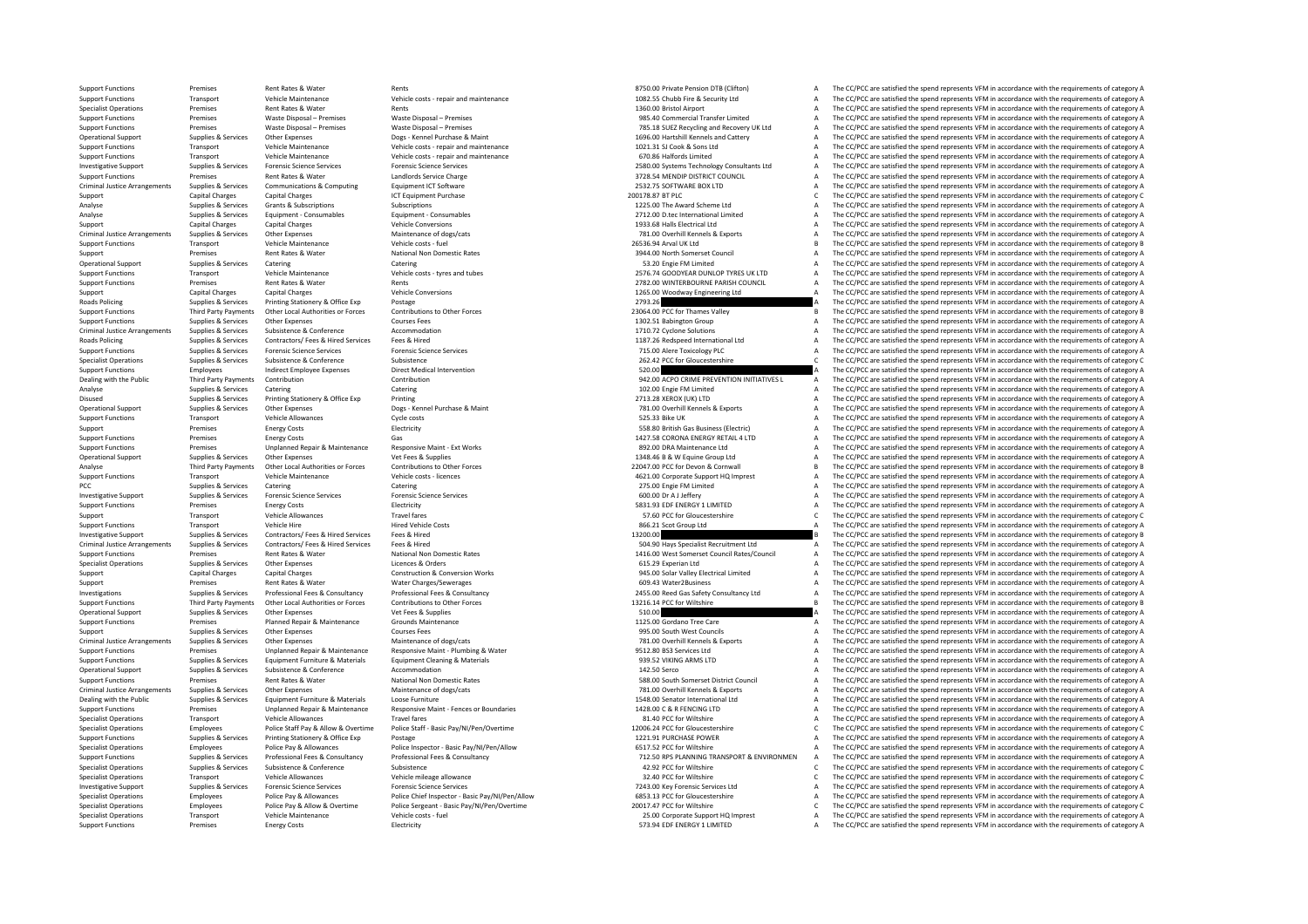| | | | | | | |
|---|---|---|---|---|---|---|
| Support Functions | Premises | Rent Rates & Water | Rents | 8750.00 Private Pension DTB (Clifton) | A | The CC/PCC are satisfied the spend represents VFM in accordance with the requirements of category A |
| Support Functions | Transport | Vehicle Maintenance | Vehicle costs ‐ repair and maintenance | 1082.55 Chubb Fire & Security Ltd | A | The CC/PCC are satisfied the spend represents VFM in accordance with the requirements of category A |
| Specialist Operations | Premises | Rent Rates & Water | Rents | 1360.00 Bristol Airport | A | The CC/PCC are satisfied the spend represents VFM in accordance with the requirements of category A |
| Support Functions | Premises | Waste Disposal – Premises | Waste Disposal – Premises | 985.40 Commercial Transfer Limited | A | The CC/PCC are satisfied the spend represents VFM in accordance with the requirements of category A |
| Support Functions | Premises | Waste Disposal – Premises | Waste Disposal – Premises | 785.18 SUEZ Recycling and Recovery UK Ltd | A | The CC/PCC are satisfied the spend represents VFM in accordance with the requirements of category A |
| Operational Support | Supplies & Services | Other Expenses | Dogs ‐ Kennel Purchase & Maint | 1696.00 Hartshill Kennels and Cattery | A | The CC/PCC are satisfied the spend represents VFM in accordance with the requirements of category A |
| Support Functions | Transport | Vehicle Maintenance | Vehicle costs ‐ repair and maintenance | 1021.31 SJ Cook & Sons Ltd | A | The CC/PCC are satisfied the spend represents VFM in accordance with the requirements of category A |
| Support Functions | Transport | Vehicle Maintenance | Vehicle costs ‐ repair and maintenance | 670.86 Halfords Limited | A | The CC/PCC are satisfied the spend represents VFM in accordance with the requirements of category A |
| Investigative Support | Supplies & Services | Forensic Science Services | Forensic Science Services | 2580.00 Systems Technology Consultants Ltd | A | The CC/PCC are satisfied the spend represents VFM in accordance with the requirements of category A |
| Support Functions | Premises | Rent Rates & Water | Landlords Service Charge | 3728.54 MENDIP DISTRICT COUNCIL | A | The CC/PCC are satisfied the spend represents VFM in accordance with the requirements of category A |
| Criminal Justice Arrangements | Supplies & Services | Communications & Computing | Equipment ICT Software | 2532.75 SOFTWARE BOX LTD | A | The CC/PCC are satisfied the spend represents VFM in accordance with the requirements of category A |
| Support | Capital Charges | Capital Charges | ICT Equipment Purchase | 200178.87 BT PLC | C | The CC/PCC are satisfied the spend represents VFM in accordance with the requirements of category C |
| Analyse | Supplies & Services | Grants & Subscriptions | Subscriptions | 1225.00 The Award Scheme Ltd | A | The CC/PCC are satisfied the spend represents VFM in accordance with the requirements of category A |
| Analyse | Supplies & Services | Equipment ‐ Consumables | Equipment ‐ Consumables | 2712.00 D.tec International Limited | A | The CC/PCC are satisfied the spend represents VFM in accordance with the requirements of category A |
| Support | Capital Charges | Capital Charges | Vehicle Conversions | 1933.68 Halls Electrical Ltd | A | The CC/PCC are satisfied the spend represents VFM in accordance with the requirements of category A |
| Criminal Justice Arrangements | Supplies & Services | Other Expenses | Maintenance of dogs/cats | 781.00 Overhill Kennels & Exports | A | The CC/PCC are satisfied the spend represents VFM in accordance with the requirements of category A |
| Support Functions | Transport | Vehicle Maintenance | Vehicle costs ‐ fuel | 26536.94 Arval UK Ltd | B | The CC/PCC are satisfied the spend represents VFM in accordance with the requirements of category B |
| Support | Premises | Rent Rates & Water | National Non Domestic Rates | 3944.00 North Somerset Council | A | The CC/PCC are satisfied the spend represents VFM in accordance with the requirements of category A |
| Operational Support | Supplies & Services | Catering | Catering | 53.20 Engie FM Limited | A | The CC/PCC are satisfied the spend represents VFM in accordance with the requirements of category A |
| Support Functions | Transport | Vehicle Maintenance | Vehicle costs ‐ tyres and tubes | 2576.74 GOODYEAR DUNLOP TYRES UK LTD | A | The CC/PCC are satisfied the spend represents VFM in accordance with the requirements of category A |
| Support Functions | Premises | Rent Rates & Water | Rents | 2782.00 WINTERBOURNE PARISH COUNCIL | A | The CC/PCC are satisfied the spend represents VFM in accordance with the requirements of category A |
| Support | Capital Charges | Capital Charges | Vehicle Conversions | 1265.00 Woodway Engineering Ltd | A | The CC/PCC are satisfied the spend represents VFM in accordance with the requirements of category A |
| Roads Policing | Supplies & Services | Printing Stationery & Office Exp | Postage | 2793.26 | A | The CC/PCC are satisfied the spend represents VFM in accordance with the requirements of category A |
| Support Functions | Third Party Payments | Other Local Authorities or Forces | Contributions to Other Forces | 23064.00 PCC for Thames Valley | B | The CC/PCC are satisfied the spend represents VFM in accordance with the requirements of category B |
| Support Functions | Supplies & Services | Other Expenses | Courses Fees | 1302.51 Babington Group | A | The CC/PCC are satisfied the spend represents VFM in accordance with the requirements of category A |
| Criminal Justice Arrangements | Supplies & Services | Subsistence & Conference | Accommodation | 1710.72 Cyclone Solutions | A | The CC/PCC are satisfied the spend represents VFM in accordance with the requirements of category A |
| Roads Policing | Supplies & Services | Contractors/ Fees & Hired Services | Fees & Hired | 1187.26 Redspeed International Ltd | A | The CC/PCC are satisfied the spend represents VFM in accordance with the requirements of category A |
| Support Functions | Supplies & Services | Forensic Science Services | Forensic Science Services | 715.00 Alere Toxicology PLC | A | The CC/PCC are satisfied the spend represents VFM in accordance with the requirements of category A |
| Specialist Operations | Supplies & Services | Subsistence & Conference | Subsistence | 262.42 PCC for Gloucestershire | C | The CC/PCC are satisfied the spend represents VFM in accordance with the requirements of category C |
| Support Functions | Employees | Indirect Employee Expenses | Direct Medical Intervention | 520.00 | A | The CC/PCC are satisfied the spend represents VFM in accordance with the requirements of category A |
| Dealing with the Public | Third Party Payments | Contribution | Contribution | 942.00 ACPO CRIME PREVENTION INITIATIVES L | A | The CC/PCC are satisfied the spend represents VFM in accordance with the requirements of category A |
| Analyse | Supplies & Services | Catering | Catering | 302.00 Engie FM Limited | A | The CC/PCC are satisfied the spend represents VFM in accordance with the requirements of category A |
| Disused | Supplies & Services | Printing Stationery & Office Exp | Printing | 2713.28 XEROX (UK) LTD | A | The CC/PCC are satisfied the spend represents VFM in accordance with the requirements of category A |
| Operational Support | Supplies & Services | Other Expenses | Dogs ‐ Kennel Purchase & Maint | 781.00 Overhill Kennels & Exports | A | The CC/PCC are satisfied the spend represents VFM in accordance with the requirements of category A |
| Support Functions | Transport | Vehicle Allowances | Cycle costs | 525.33 Bike UK | A | The CC/PCC are satisfied the spend represents VFM in accordance with the requirements of category A |
| Support | Premises | Energy Costs | Electricity | 558.80 British Gas Business (Electric) | A | The CC/PCC are satisfied the spend represents VFM in accordance with the requirements of category A |
| Support Functions | Premises | Energy Costs | Gas | 1427.58 CORONA ENERGY RETAIL 4 LTD | A | The CC/PCC are satisfied the spend represents VFM in accordance with the requirements of category A |
| Support Functions | Premises | Unplanned Repair & Maintenance | Responsive Maint ‐ Ext Works | 892.00 DRA Maintenance Ltd | A | The CC/PCC are satisfied the spend represents VFM in accordance with the requirements of category A |
| Operational Support | Supplies & Services | Other Expenses | Vet Fees & Supplies | 1348.46 B & W Equine Group Ltd | A | The CC/PCC are satisfied the spend represents VFM in accordance with the requirements of category A |
| Analyse | Third Party Payments | Other Local Authorities or Forces | Contributions to Other Forces | 22047.00 PCC for Devon & Cornwall | B | The CC/PCC are satisfied the spend represents VFM in accordance with the requirements of category B |
| Support Functions | Transport | Vehicle Maintenance | Vehicle costs ‐ licences | 4621.00 Corporate Support HQ Imprest | A | The CC/PCC are satisfied the spend represents VFM in accordance with the requirements of category A |
| PCC | Supplies & Services | Catering | Catering | 275.00 Engie FM Limited | A | The CC/PCC are satisfied the spend represents VFM in accordance with the requirements of category A |
| Investigative Support | Supplies & Services | Forensic Science Services | Forensic Science Services | 600.00 Dr A J Jeffery | A | The CC/PCC are satisfied the spend represents VFM in accordance with the requirements of category A |
| Support Functions | Premises | Energy Costs | Electricity | 5831.93 EDF ENERGY 1 LIMITED | A | The CC/PCC are satisfied the spend represents VFM in accordance with the requirements of category A |
| Support | Transport | Vehicle Allowances | Travel fares | 57.60 PCC for Gloucestershire | C | The CC/PCC are satisfied the spend represents VFM in accordance with the requirements of category C |
| Support Functions | Transport | Vehicle Hire | Hired Vehicle Costs | 866.21 Scot Group Ltd | A | The CC/PCC are satisfied the spend represents VFM in accordance with the requirements of category A |
| Investigative Support | Supplies & Services | Contractors/ Fees & Hired Services | Fees & Hired | 13200.00 | B | The CC/PCC are satisfied the spend represents VFM in accordance with the requirements of category B |
| Criminal Justice Arrangements | Supplies & Services | Contractors/ Fees & Hired Services | Fees & Hired | 504.90 Hays Specialist Recruitment Ltd | A | The CC/PCC are satisfied the spend represents VFM in accordance with the requirements of category A |
| Support Functions | Premises | Rent Rates & Water | National Non Domestic Rates | 1416.00 West Somerset Council Rates/Council | A | The CC/PCC are satisfied the spend represents VFM in accordance with the requirements of category A |
| Specialist Operations | Supplies & Services | Other Expenses | Licences & Orders | 615.29 Experian Ltd | A | The CC/PCC are satisfied the spend represents VFM in accordance with the requirements of category A |
| Support | Capital Charges | Capital Charges | Construction & Conversion Works | 945.00 Solar Valley Electrical Limited | A | The CC/PCC are satisfied the spend represents VFM in accordance with the requirements of category A |
| Support | Premises | Rent Rates & Water | Water Charges/Sewerages | 609.43 Water2Business | A | The CC/PCC are satisfied the spend represents VFM in accordance with the requirements of category A |
| Investigations | Supplies & Services | Professional Fees & Consultancy | Professional Fees & Consultancy | 2455.00 Reed Gas Safety Consultancy Ltd | A | The CC/PCC are satisfied the spend represents VFM in accordance with the requirements of category A |
| Support Functions | Third Party Payments | Other Local Authorities or Forces | Contributions to Other Forces | 13216.14 PCC for Wiltshire | B | The CC/PCC are satisfied the spend represents VFM in accordance with the requirements of category B |
| Operational Support | Supplies & Services | Other Expenses | Vet Fees & Supplies | 510.00 | A | The CC/PCC are satisfied the spend represents VFM in accordance with the requirements of category A |
| Support Functions | Premises | Planned Repair & Maintenance | Grounds Maintenance | 1125.00 Gordano Tree Care | A | The CC/PCC are satisfied the spend represents VFM in accordance with the requirements of category A |
| Support | Supplies & Services | Other Expenses | Courses Fees | 995.00 South West Councils | A | The CC/PCC are satisfied the spend represents VFM in accordance with the requirements of category A |
| Criminal Justice Arrangements | Supplies & Services | Other Expenses | Maintenance of dogs/cats | 781.00 Overhill Kennels & Exports | A | The CC/PCC are satisfied the spend represents VFM in accordance with the requirements of category A |
| Support Functions | Premises | Unplanned Repair & Maintenance | Responsive Maint ‐ Plumbing & Water | 9512.80 BS3 Services Ltd | A | The CC/PCC are satisfied the spend represents VFM in accordance with the requirements of category A |
| Support Functions | Supplies & Services | Equipment Furniture & Materials | Equipment Cleaning & Materials | 939.52 VIKING ARMS LTD | A | The CC/PCC are satisfied the spend represents VFM in accordance with the requirements of category A |
| Operational Support | Supplies & Services | Subsistence & Conference | Accommodation | 142.50 Serco | A | The CC/PCC are satisfied the spend represents VFM in accordance with the requirements of category A |
| Support Functions | Premises | Rent Rates & Water | National Non Domestic Rates | 588.00 South Somerset District Council | A | The CC/PCC are satisfied the spend represents VFM in accordance with the requirements of category A |
| Criminal Justice Arrangements | Supplies & Services | Other Expenses | Maintenance of dogs/cats | 781.00 Overhill Kennels & Exports | A | The CC/PCC are satisfied the spend represents VFM in accordance with the requirements of category A |
| Dealing with the Public | Supplies & Services | Equipment Furniture & Materials | Loose Furniture | 1548.00 Senator International Ltd | A | The CC/PCC are satisfied the spend represents VFM in accordance with the requirements of category A |
| Support Functions | Premises | Unplanned Repair & Maintenance | Responsive Maint ‐ Fences or Boundaries | 1428.00 C & R FENCING LTD | A | The CC/PCC are satisfied the spend represents VFM in accordance with the requirements of category A |
| Specialist Operations | Transport | Vehicle Allowances | Travel fares | 81.40 PCC for Wiltshire | A | The CC/PCC are satisfied the spend represents VFM in accordance with the requirements of category A |
| Specialist Operations | Employees | Police Staff Pay & Allow & Overtime | Police Staff ‐ Basic Pay/NI/Pen/Overtime | 12006.24 PCC for Gloucestershire | C | The CC/PCC are satisfied the spend represents VFM in accordance with the requirements of category C |
| Support Functions | Supplies & Services | Printing Stationery & Office Exp | Postage | 1221.91 PURCHASE POWER | A | The CC/PCC are satisfied the spend represents VFM in accordance with the requirements of category A |
| Specialist Operations | Employees | Police Pay & Allowances | Police Inspector ‐ Basic Pay/NI/Pen/Allow | 6517.52 PCC for Wiltshire | A | The CC/PCC are satisfied the spend represents VFM in accordance with the requirements of category A |
| Support Functions | Supplies & Services | Professional Fees & Consultancy | Professional Fees & Consultancy | 712.50 RPS PLANNING TRANSPORT & ENVIRONMEN | A | The CC/PCC are satisfied the spend represents VFM in accordance with the requirements of category A |
| Specialist Operations | Supplies & Services | Subsistence & Conference | Subsistence | 42.92 PCC for Wiltshire | C | The CC/PCC are satisfied the spend represents VFM in accordance with the requirements of category C |
| Specialist Operations | Transport | Vehicle Allowances | Vehicle mileage allowance | 32.40 PCC for Wiltshire | C | The CC/PCC are satisfied the spend represents VFM in accordance with the requirements of category C |
| Investigative Support | Supplies & Services | Forensic Science Services | Forensic Science Services | 7243.00 Key Forensic Services Ltd | A | The CC/PCC are satisfied the spend represents VFM in accordance with the requirements of category A |
| Specialist Operations | Employees | Police Pay & Allowances | Police Chief Inspector ‐ Basic Pay/NI/Pen/Allow | 6853.13 PCC for Gloucestershire | A | The CC/PCC are satisfied the spend represents VFM in accordance with the requirements of category A |
| Specialist Operations | Employees | Police Pay & Allow & Overtime | Police Sergeant ‐ Basic Pay/NI/Pen/Overtime | 20017.47 PCC for Wiltshire | C | The CC/PCC are satisfied the spend represents VFM in accordance with the requirements of category C |
| Specialist Operations | Transport | Vehicle Maintenance | Vehicle costs ‐ fuel | 25.00 Corporate Support HQ Imprest | A | The CC/PCC are satisfied the spend represents VFM in accordance with the requirements of category A |
| Support Functions | Premises | Energy Costs | Electricity | 573.94 EDF ENERGY 1 LIMITED | A | The CC/PCC are satisfied the spend represents VFM in accordance with the requirements of category A |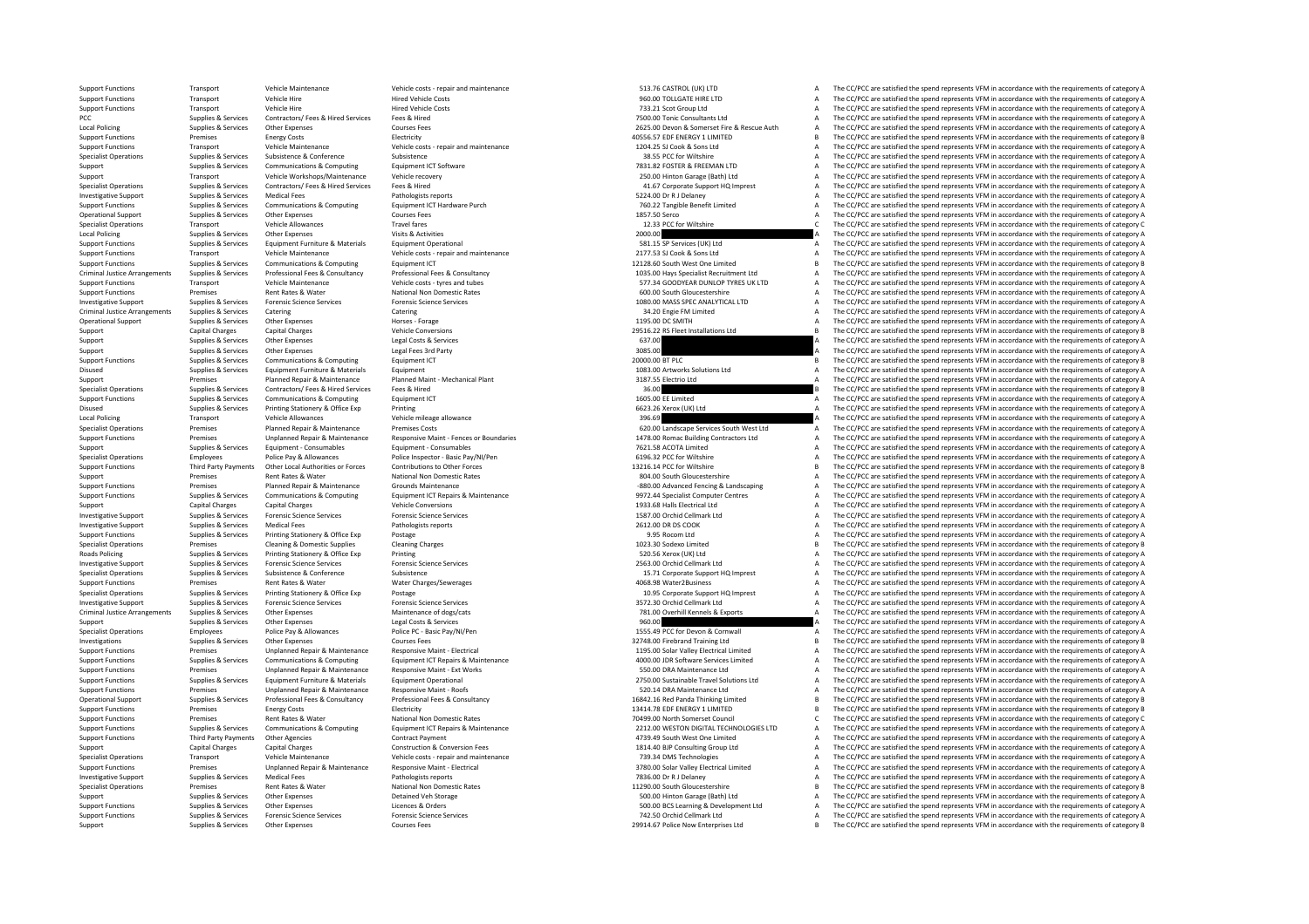| | | | | | | | |
|---|---|---|---|---|---|---|---|
| Support Functions | Transport | Vehicle Maintenance | Vehicle costs ‐ repair and maintenance | 513.76 | CASTROL (UK) LTD | A | The CC/PCC are satisfied the spend represents VFM in accordance with the requirements of category A |
| Support Functions | Transport | Vehicle Hire | Hired Vehicle Costs | 960.00 | TOLLGATE HIRE LTD | A | The CC/PCC are satisfied the spend represents VFM in accordance with the requirements of category A |
| Support Functions | Transport | Vehicle Hire | Hired Vehicle Costs | 733.21 | Scot Group Ltd | A | The CC/PCC are satisfied the spend represents VFM in accordance with the requirements of category A |
| PCC | Supplies & Services | Contractors/ Fees & Hired Services | Fees & Hired | 7500.00 | Tonic Consultants Ltd | A | The CC/PCC are satisfied the spend represents VFM in accordance with the requirements of category A |
| Local Policing | Supplies & Services | Other Expenses | Courses Fees | 2625.00 | Devon & Somerset Fire & Rescue Auth | A | The CC/PCC are satisfied the spend represents VFM in accordance with the requirements of category A |
| Support Functions | Premises | Energy Costs | Electricity | 40556.57 | EDF ENERGY 1 LIMITED | B | The CC/PCC are satisfied the spend represents VFM in accordance with the requirements of category B |
| Support Functions | Transport | Vehicle Maintenance | Vehicle costs ‐ repair and maintenance | 1204.25 | SJ Cook & Sons Ltd | A | The CC/PCC are satisfied the spend represents VFM in accordance with the requirements of category A |
| Specialist Operations | Supplies & Services | Subsistence & Conference | Subsistence | 38.55 | PCC for Wiltshire | A | The CC/PCC are satisfied the spend represents VFM in accordance with the requirements of category A |
| Support | Supplies & Services | Communications & Computing | Equipment ICT Software | 7831.82 | FOSTER & FREEMAN LTD | A | The CC/PCC are satisfied the spend represents VFM in accordance with the requirements of category A |
| Support | Transport | Vehicle Workshops/Maintenance | Vehicle recovery | 250.00 | Hinton Garage (Bath) Ltd | A | The CC/PCC are satisfied the spend represents VFM in accordance with the requirements of category A |
| Specialist Operations | Supplies & Services | Contractors/ Fees & Hired Services | Fees & Hired | 41.67 | Corporate Support HQ Imprest | A | The CC/PCC are satisfied the spend represents VFM in accordance with the requirements of category A |
| Investigative Support | Supplies & Services | Medical Fees | Pathologists reports | 5224.00 | Dr R J Delaney | A | The CC/PCC are satisfied the spend represents VFM in accordance with the requirements of category A |
| Support Functions | Supplies & Services | Communications & Computing | Equipment ICT Hardware Purch | 760.22 | Tangible Benefit Limited | A | The CC/PCC are satisfied the spend represents VFM in accordance with the requirements of category A |
| Operational Support | Supplies & Services | Other Expenses | Courses Fees | 1857.50 | Serco | A | The CC/PCC are satisfied the spend represents VFM in accordance with the requirements of category A |
| Specialist Operations | Transport | Vehicle Allowances | Travel fares | 12.33 | PCC for Wiltshire | C | The CC/PCC are satisfied the spend represents VFM in accordance with the requirements of category C |
| Local Policing | Supplies & Services | Other Expenses | Visits & Activities | 2000.00 | | A | The CC/PCC are satisfied the spend represents VFM in accordance with the requirements of category A |
| Support Functions | Supplies & Services | Equipment Furniture & Materials | Equipment Operational | 581.15 | SP Services (UK) Ltd | A | The CC/PCC are satisfied the spend represents VFM in accordance with the requirements of category A |
| Support Functions | Transport | Vehicle Maintenance | Vehicle costs ‐ repair and maintenance | 2177.53 | SJ Cook & Sons Ltd | A | The CC/PCC are satisfied the spend represents VFM in accordance with the requirements of category A |
| Support Functions | Supplies & Services | Communications & Computing | Equipment ICT | 12128.60 | South West One Limited | B | The CC/PCC are satisfied the spend represents VFM in accordance with the requirements of category B |
| Criminal Justice Arrangements | Supplies & Services | Professional Fees & Consultancy | Professional Fees & Consultancy | 1035.00 | Hays Specialist Recruitment Ltd | A | The CC/PCC are satisfied the spend represents VFM in accordance with the requirements of category A |
| Support Functions | Transport | Vehicle Maintenance | Vehicle costs ‐ tyres and tubes | 577.34 | GOODYEAR DUNLOP TYRES UK LTD | A | The CC/PCC are satisfied the spend represents VFM in accordance with the requirements of category A |
| Support Functions | Premises | Rent Rates & Water | National Non Domestic Rates | 600.00 | South Gloucestershire | A | The CC/PCC are satisfied the spend represents VFM in accordance with the requirements of category A |
| Investigative Support | Supplies & Services | Forensic Science Services | Forensic Science Services | 1080.00 | MASS SPEC ANALYTICAL LTD | A | The CC/PCC are satisfied the spend represents VFM in accordance with the requirements of category A |
| Criminal Justice Arrangements | Supplies & Services | Catering | Catering | 34.20 | Engie FM Limited | A | The CC/PCC are satisfied the spend represents VFM in accordance with the requirements of category A |
| Operational Support | Supplies & Services | Other Expenses | Horses ‐ Forage | 1195.00 | DC SMITH | A | The CC/PCC are satisfied the spend represents VFM in accordance with the requirements of category A |
| Support | Capital Charges | Capital Charges | Vehicle Conversions | 29516.22 | RS Fleet Installations Ltd | B | The CC/PCC are satisfied the spend represents VFM in accordance with the requirements of category B |
| Support | Supplies & Services | Other Expenses | Legal Costs & Services | 637.00 | | A | The CC/PCC are satisfied the spend represents VFM in accordance with the requirements of category A |
| Support | Supplies & Services | Other Expenses | Legal Fees 3rd Party | 3085.00 | | A | The CC/PCC are satisfied the spend represents VFM in accordance with the requirements of category A |
| Support Functions | Supplies & Services | Communications & Computing | Equipment ICT | 20000.00 | BT PLC | B | The CC/PCC are satisfied the spend represents VFM in accordance with the requirements of category B |
| Disused | Supplies & Services | Equipment Furniture & Materials | Equipment | 1083.00 | Artworks Solutions Ltd | A | The CC/PCC are satisfied the spend represents VFM in accordance with the requirements of category A |
| Support | Premises | Planned Repair & Maintenance | Planned Maint ‐ Mechanical Plant | 3187.55 | Electrio Ltd | A | The CC/PCC are satisfied the spend represents VFM in accordance with the requirements of category A |
| Specialist Operations | Supplies & Services | Contractors/ Fees & Hired Services | Fees & Hired | 36.00 | | B | The CC/PCC are satisfied the spend represents VFM in accordance with the requirements of category B |
| Support Functions | Supplies & Services | Communications & Computing | Equipment ICT | 1605.00 | EE Limited | A | The CC/PCC are satisfied the spend represents VFM in accordance with the requirements of category A |
| Disused | Supplies & Services | Printing Stationery & Office Exp | Printing | 6623.26 | Xerox (UK) Ltd | A | The CC/PCC are satisfied the spend represents VFM in accordance with the requirements of category A |
| Local Policing | Transport | Vehicle Allowances | Vehicle mileage allowance | 396.69 | | A | The CC/PCC are satisfied the spend represents VFM in accordance with the requirements of category A |
| Specialist Operations | Premises | Planned Repair & Maintenance | Premises Costs | 620.00 | Landscape Services South West Ltd | A | The CC/PCC are satisfied the spend represents VFM in accordance with the requirements of category A |
| Support Functions | Premises | Unplanned Repair & Maintenance | Responsive Maint ‐ Fences or Boundaries | 1478.00 | Romac Building Contractors Ltd | A | The CC/PCC are satisfied the spend represents VFM in accordance with the requirements of category A |
| Support | Supplies & Services | Equipment ‐ Consumables | Equipment ‐ Consumables | 7621.58 | ACOTA Limited | A | The CC/PCC are satisfied the spend represents VFM in accordance with the requirements of category A |
| Specialist Operations | Employees | Police Pay & Allowances | Police Inspector ‐ Basic Pay/NI/Pen | 6196.32 | PCC for Wiltshire | A | The CC/PCC are satisfied the spend represents VFM in accordance with the requirements of category A |
| Support Functions | Third Party Payments | Other Local Authorities or Forces | Contributions to Other Forces | 13216.14 | PCC for Wiltshire | B | The CC/PCC are satisfied the spend represents VFM in accordance with the requirements of category B |
| Support | Premises | Rent Rates & Water | National Non Domestic Rates | 804.00 | South Gloucestershire | A | The CC/PCC are satisfied the spend represents VFM in accordance with the requirements of category A |
| Support Functions | Premises | Planned Repair & Maintenance | Grounds Maintenance | -880.00 | Advanced Fencing & Landscaping | A | The CC/PCC are satisfied the spend represents VFM in accordance with the requirements of category A |
| Support Functions | Supplies & Services | Communications & Computing | Equipment ICT Repairs & Maintenance | 9972.44 | Specialist Computer Centres | A | The CC/PCC are satisfied the spend represents VFM in accordance with the requirements of category A |
| Support | Capital Charges | Capital Charges | Vehicle Conversions | 1933.68 | Halls Electrical Ltd | A | The CC/PCC are satisfied the spend represents VFM in accordance with the requirements of category A |
| Investigative Support | Supplies & Services | Forensic Science Services | Forensic Science Services | 1587.00 | Orchid Cellmark Ltd | A | The CC/PCC are satisfied the spend represents VFM in accordance with the requirements of category A |
| Investigative Support | Supplies & Services | Medical Fees | Pathologists reports | 2612.00 | DR DS COOK | A | The CC/PCC are satisfied the spend represents VFM in accordance with the requirements of category A |
| Support Functions | Supplies & Services | Printing Stationery & Office Exp | Postage | 9.95 | Rocom Ltd | A | The CC/PCC are satisfied the spend represents VFM in accordance with the requirements of category A |
| Specialist Operations | Premises | Cleaning & Domestic Supplies | Cleaning Charges | 1023.30 | Sodexo Limited | B | The CC/PCC are satisfied the spend represents VFM in accordance with the requirements of category B |
| Roads Policing | Supplies & Services | Printing Stationery & Office Exp | Printing | 520.56 | Xerox (UK) Ltd | A | The CC/PCC are satisfied the spend represents VFM in accordance with the requirements of category A |
| Investigative Support | Supplies & Services | Forensic Science Services | Forensic Science Services | 2563.00 | Orchid Cellmark Ltd | A | The CC/PCC are satisfied the spend represents VFM in accordance with the requirements of category A |
| Specialist Operations | Supplies & Services | Subsistence & Conference | Subsistence | 15.71 | Corporate Support HQ Imprest | A | The CC/PCC are satisfied the spend represents VFM in accordance with the requirements of category A |
| Support Functions | Premises | Rent Rates & Water | Water Charges/Sewerages | 4068.98 | Water2Business | A | The CC/PCC are satisfied the spend represents VFM in accordance with the requirements of category A |
| Specialist Operations | Supplies & Services | Printing Stationery & Office Exp | Postage | 10.95 | Corporate Support HQ Imprest | A | The CC/PCC are satisfied the spend represents VFM in accordance with the requirements of category A |
| Investigative Support | Supplies & Services | Forensic Science Services | Forensic Science Services | 3572.30 | Orchid Cellmark Ltd | A | The CC/PCC are satisfied the spend represents VFM in accordance with the requirements of category A |
| Criminal Justice Arrangements | Supplies & Services | Other Expenses | Maintenance of dogs/cats | 781.00 | Overhill Kennels & Exports | A | The CC/PCC are satisfied the spend represents VFM in accordance with the requirements of category A |
| Support | Supplies & Services | Other Expenses | Legal Costs & Services | 960.00 | | A | The CC/PCC are satisfied the spend represents VFM in accordance with the requirements of category A |
| Specialist Operations | Employees | Police Pay & Allowances | Police PC ‐ Basic Pay/NI/Pen | 1555.49 | PCC for Devon & Cornwall | A | The CC/PCC are satisfied the spend represents VFM in accordance with the requirements of category A |
| Investigations | Supplies & Services | Other Expenses | Courses Fees | 32748.00 | Firebrand Training Ltd | B | The CC/PCC are satisfied the spend represents VFM in accordance with the requirements of category B |
| Support Functions | Premises | Unplanned Repair & Maintenance | Responsive Maint ‐ Electrical | 1195.00 | Solar Valley Electrical Limited | A | The CC/PCC are satisfied the spend represents VFM in accordance with the requirements of category A |
| Support Functions | Supplies & Services | Communications & Computing | Equipment ICT Repairs & Maintenance | 4000.00 | JDR Software Services Limited | A | The CC/PCC are satisfied the spend represents VFM in accordance with the requirements of category A |
| Support Functions | Premises | Unplanned Repair & Maintenance | Responsive Maint ‐ Ext Works | 550.00 | DRA Maintenance Ltd | A | The CC/PCC are satisfied the spend represents VFM in accordance with the requirements of category A |
| Support Functions | Supplies & Services | Equipment Furniture & Materials | Equipment Operational | 2750.00 | Sustainable Travel Solutions Ltd | A | The CC/PCC are satisfied the spend represents VFM in accordance with the requirements of category A |
| Support Functions | Premises | Unplanned Repair & Maintenance | Responsive Maint ‐ Roofs | 520.14 | DRA Maintenance Ltd | A | The CC/PCC are satisfied the spend represents VFM in accordance with the requirements of category A |
| Operational Support | Supplies & Services | Professional Fees & Consultancy | Professional Fees & Consultancy | 16842.16 | Red Panda Thinking Limited | B | The CC/PCC are satisfied the spend represents VFM in accordance with the requirements of category B |
| Support Functions | Premises | Energy Costs | Electricity | 13414.78 | EDF ENERGY 1 LIMITED | B | The CC/PCC are satisfied the spend represents VFM in accordance with the requirements of category B |
| Support Functions | Premises | Rent Rates & Water | National Non Domestic Rates | 70499.00 | North Somerset Council | C | The CC/PCC are satisfied the spend represents VFM in accordance with the requirements of category C |
| Support Functions | Supplies & Services | Communications & Computing | Equipment ICT Repairs & Maintenance | 2212.00 | WESTON DIGITAL TECHNOLOGIES LTD | A | The CC/PCC are satisfied the spend represents VFM in accordance with the requirements of category A |
| Support Functions | Third Party Payments | Other Agencies | Contract Payment | 4739.49 | South West One Limited | A | The CC/PCC are satisfied the spend represents VFM in accordance with the requirements of category A |
| Support | Capital Charges | Capital Charges | Construction & Conversion Fees | 1814.40 | BJP Consulting Group Ltd | A | The CC/PCC are satisfied the spend represents VFM in accordance with the requirements of category A |
| Specialist Operations | Transport | Vehicle Maintenance | Vehicle costs ‐ repair and maintenance | 739.34 | DMS Technologies | A | The CC/PCC are satisfied the spend represents VFM in accordance with the requirements of category A |
| Support Functions | Premises | Unplanned Repair & Maintenance | Responsive Maint ‐ Electrical | 3780.00 | Solar Valley Electrical Limited | A | The CC/PCC are satisfied the spend represents VFM in accordance with the requirements of category A |
| Investigative Support | Supplies & Services | Medical Fees | Pathologists reports | 7836.00 | Dr R J Delaney | A | The CC/PCC are satisfied the spend represents VFM in accordance with the requirements of category A |
| Specialist Operations | Premises | Rent Rates & Water | National Non Domestic Rates | 11290.00 | South Gloucestershire | B | The CC/PCC are satisfied the spend represents VFM in accordance with the requirements of category B |
| Support | Supplies & Services | Other Expenses | Detained Veh Storage | 500.00 | Hinton Garage (Bath) Ltd | A | The CC/PCC are satisfied the spend represents VFM in accordance with the requirements of category A |
| Support Functions | Supplies & Services | Other Expenses | Licences & Orders | 500.00 | BCS Learning & Development Ltd | A | The CC/PCC are satisfied the spend represents VFM in accordance with the requirements of category A |
| Support Functions | Supplies & Services | Forensic Science Services | Forensic Science Services | 742.50 | Orchid Cellmark Ltd | A | The CC/PCC are satisfied the spend represents VFM in accordance with the requirements of category A |
| Support | Supplies & Services | Other Expenses | Courses Fees | 29914.67 | Police Now Enterprises Ltd | B | The CC/PCC are satisfied the spend represents VFM in accordance with the requirements of category B |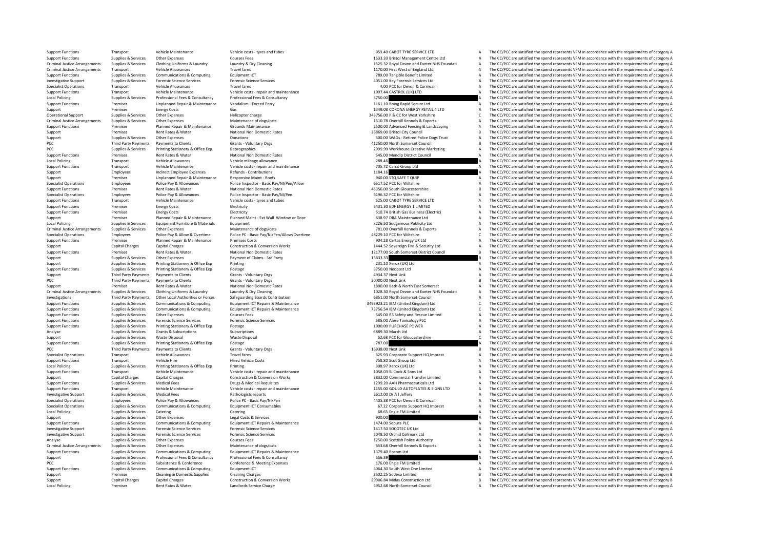| | | | | | | |
|---|---|---|---|---|---|---|
| Support Functions | Transport | Vehicle Maintenance | Vehicle costs - tyres and tubes | 959.40 CABOT TYRE SERVICE LTD | A | The CC/PCC are satisfied the spend represents VFM in accordance with the requirements of category A |
| Support Functions | Supplies & Services | Other Expenses | Courses Fees | 1533.33 Bristol Management Centre Ltd | A | The CC/PCC are satisfied the spend represents VFM in accordance with the requirements of category A |
| Criminal Justice Arrangements | Supplies & Services | Clothing Uniforms & Laundry | Laundry & Dry Cleaning | 1525.32 Royal Devon and Exeter NHS Foundati | A | The CC/PCC are satisfied the spend represents VFM in accordance with the requirements of category A |
| Criminal Justice Arrangements | Transport | Vehicle Allowances | Travel fares | 1170.00 First West of England Ltd | A | The CC/PCC are satisfied the spend represents VFM in accordance with the requirements of category A |
| Support Functions | Supplies & Services | Communications & Computing | Equipment ICT | 789.00 Tangible Benefit Limited | A | The CC/PCC are satisfied the spend represents VFM in accordance with the requirements of category A |
| Investigative Support | Supplies & Services | Forensic Science Services | Forensic Science Services | 4051.00 Key Forensic Services Ltd | A | The CC/PCC are satisfied the spend represents VFM in accordance with the requirements of category A |
| Specialist Operations | Transport | Vehicle Allowances | Travel fares | 4.00 PCC for Devon & Cornwall | A | The CC/PCC are satisfied the spend represents VFM in accordance with the requirements of category A |
| Support Functions | Transport | Vehicle Maintenance | Vehicle costs - repair and maintenance | 1097.44 CASTROL (UK) LTD | A | The CC/PCC are satisfied the spend represents VFM in accordance with the requirements of category A |
| Local Policing | Supplies & Services | Professional Fees & Consultancy | Professional Fees & Consultancy | 3750.00 | A | The CC/PCC are satisfied the spend represents VFM in accordance with the requirements of category A |
| Support Functions | Premises | Unplanned Repair & Maintenance | Vandalism - Forced Entry | 1161.10 Boing Rapid Secure Ltd | A | The CC/PCC are satisfied the spend represents VFM in accordance with the requirements of category A |
| Support | Premises | Energy Costs | Gas | 1349.08 CORONA ENERGY RETAIL 4 LTD | A | The CC/PCC are satisfied the spend represents VFM in accordance with the requirements of category A |
| Operational Support | Supplies & Services | Other Expenses | Helicopter charge | 343756.00 P & CC for West Yorkshire | C | The CC/PCC are satisfied the spend represents VFM in accordance with the requirements of category C |
| Criminal Justice Arrangements | Supplies & Services | Other Expenses | Maintenance of dogs/cats | 1510.78 Overhill Kennels & Exports | A | The CC/PCC are satisfied the spend represents VFM in accordance with the requirements of category A |
| Support Functions | Premises | Planned Repair & Maintenance | Grounds Maintenance | 2500.00 Advanced Fencing & Landscaping | A | The CC/PCC are satisfied the spend represents VFM in accordance with the requirements of category A |
| Support | Premises | Rent Rates & Water | National Non Domestic Rates | 26869.00 Bristol City Council | B | The CC/PCC are satisfied the spend represents VFM in accordance with the requirements of category B |
| Support | Supplies & Services | Other Expenses | Donations | 500.00 WAGs - Retired Police Dogs Trust | A | The CC/PCC are satisfied the spend represents VFM in accordance with the requirements of category A |
| PCC | Third Party Payments | Payments to Clients | Grants - Voluntary Orgs | 41250.00 North Somerset Council | B | The CC/PCC are satisfied the spend represents VFM in accordance with the requirements of category B |
| PCC | Supplies & Services | Printing Stationery & Office Exp | Reprographics | 2999.99 Workhouse Creative Marketing | A | The CC/PCC are satisfied the spend represents VFM in accordance with the requirements of category A |
| Support Functions | Premises | Rent Rates & Water | National Non Domestic Rates | 545.00 Mendip District Council | A | The CC/PCC are satisfied the spend represents VFM in accordance with the requirements of category A |
| Local Policing | Transport | Vehicle Allowances | Vehicle mileage allowance | 288.46 | A | The CC/PCC are satisfied the spend represents VFM in accordance with the requirements of category A |
| Support Functions | Transport | Vehicle Maintenance | Vehicle costs - repair and maintenance | 705.72 Carco Group Ltd | A | The CC/PCC are satisfied the spend represents VFM in accordance with the requirements of category A |
| Support | Employees | Indirect Employee Expenses | Refunds - Contributions | 1184.16 | A | The CC/PCC are satisfied the spend represents VFM in accordance with the requirements of category A |
| Support | Premises | Unplanned Repair & Maintenance | Responsive Maint - Roofs | 940.00 STQ SAFE T QUIP | A | The CC/PCC are satisfied the spend represents VFM in accordance with the requirements of category A |
| Specialist Operations | Employees | Police Pay & Allowances | Police Inspector - Basic Pay/NI/Pen/Allow | 6517.52 PCC for Wiltshire | A | The CC/PCC are satisfied the spend represents VFM in accordance with the requirements of category A |
| Support Functions | Premises | Rent Rates & Water | National Non Domestic Rates | 45356.00 South Gloucestershire | B | The CC/PCC are satisfied the spend represents VFM in accordance with the requirements of category B |
| Specialist Operations | Employees | Police Pay & Allowances | Police Inspector - Basic Pay/NI/Pen | 6196.32 PCC for Wiltshire | A | The CC/PCC are satisfied the spend represents VFM in accordance with the requirements of category A |
| Support Functions | Transport | Vehicle Maintenance | Vehicle costs - tyres and tubes | 525.00 CABOT TYRE SERVICE LTD | A | The CC/PCC are satisfied the spend represents VFM in accordance with the requirements of category A |
| Support Functions | Premises | Energy Costs | Electricity | 3431.30 EDF ENERGY 1 LIMITED | A | The CC/PCC are satisfied the spend represents VFM in accordance with the requirements of category A |
| Support Functions | Premises | Energy Costs | Electricity | 510.74 British Gas Business (Electric) | A | The CC/PCC are satisfied the spend represents VFM in accordance with the requirements of category A |
| Support | Premises | Planned Repair & Maintenance | Planned Maint - Ext Wall Window or Door | 638.97 DRA Maintenance Ltd | A | The CC/PCC are satisfied the spend represents VFM in accordance with the requirements of category A |
| Local Policing | Supplies & Services | Equipment Furniture & Materials | Equipment | 3226.50 Sedgemoor Publicity Ltd | A | The CC/PCC are satisfied the spend represents VFM in accordance with the requirements of category A |
| Criminal Justice Arrangements | Supplies & Services | Other Expenses | Maintenance of dogs/cats | 781.00 Overhill Kennels & Exports | A | The CC/PCC are satisfied the spend represents VFM in accordance with the requirements of category A |
| Specialist Operations | Employees | Police Pay & Allow & Overtime | Police PC - Basic Pay/NI/Pen/Allow/Overtime | 48229.10 PCC for Wiltshire | C | The CC/PCC are satisfied the spend represents VFM in accordance with the requirements of category C |
| Support Functions | Premises | Planned Repair & Maintenance | Premises Costs | 904.28 Certas Energy UK Ltd | A | The CC/PCC are satisfied the spend represents VFM in accordance with the requirements of category A |
| Support | Capital Charges | Capital Charges | Construction & Conversion Works | 1444.52 Sovereign Fire & Security Ltd | A | The CC/PCC are satisfied the spend represents VFM in accordance with the requirements of category A |
| Support Functions | Premises | Rent Rates & Water | National Non Domestic Rates | 12177.00 South Somerset District Council | B | The CC/PCC are satisfied the spend represents VFM in accordance with the requirements of category B |
| Support | Supplies & Services | Other Expenses | Payment of Claims - 3rd Party | 15833.33 | B | The CC/PCC are satisfied the spend represents VFM in accordance with the requirements of category B |
| Support | Supplies & Services | Printing Stationery & Office Exp | Printing | 231.10 Xerox (UK) Ltd | A | The CC/PCC are satisfied the spend represents VFM in accordance with the requirements of category A |
| Support Functions | Supplies & Services | Printing Stationery & Office Exp | Postage | 3750.00 Neopost Ltd | A | The CC/PCC are satisfied the spend represents VFM in accordance with the requirements of category A |
| Support | Third Party Payments | Payments to Clients | Grants - Voluntary Orgs | 4934.37 Next Link | A | The CC/PCC are satisfied the spend represents VFM in accordance with the requirements of category A |
| PCC | Third Party Payments | Payments to Clients | Grants - Voluntary Orgs | 20000.00 Next Link | B | The CC/PCC are satisfied the spend represents VFM in accordance with the requirements of category B |
| Support | Premises | Rent Rates & Water | National Non Domestic Rates | 1800.00 Bath & North East Somerset | A | The CC/PCC are satisfied the spend represents VFM in accordance with the requirements of category A |
| Criminal Justice Arrangements | Supplies & Services | Clothing Uniforms & Laundry | Laundry & Dry Cleaning | 1028.30 Royal Devon and Exeter NHS Foundati | A | The CC/PCC are satisfied the spend represents VFM in accordance with the requirements of category A |
| Investigations | Third Party Payments | Other Local Authorities or Forces | Safeguarding Boards Contribution | 6851.00 North Somerset Council | A | The CC/PCC are satisfied the spend represents VFM in accordance with the requirements of category A |
| Support Functions | Supplies & Services | Communications & Computing | Equipment ICT Repairs & Maintenance | 3493923.21 IBM (United Kingdom) Ltd | C | The CC/PCC are satisfied the spend represents VFM in accordance with the requirements of category C |
| Support Functions | Supplies & Services | Communications & Computing | Equipment ICT Repairs & Maintenance | 73756.54 IBM (United Kingdom) Ltd | C | The CC/PCC are satisfied the spend represents VFM in accordance with the requirements of category C |
| Support Functions | Supplies & Services | Other Expenses | Courses Fees | 545.00 R3 Safety and Rescue Limited | A | The CC/PCC are satisfied the spend represents VFM in accordance with the requirements of category A |
| Support Functions | Supplies & Services | Forensic Science Services | Forensic Science Services | 585.00 Alere Toxicology PLC | A | The CC/PCC are satisfied the spend represents VFM in accordance with the requirements of category A |
| Support Functions | Supplies & Services | Printing Stationery & Office Exp | Postage | 1000.00 PURCHASE POWER | A | The CC/PCC are satisfied the spend represents VFM in accordance with the requirements of category A |
| Analyse | Supplies & Services | Grants & Subscriptions | Subscriptions | 6889.30 Marsh Ltd | A | The CC/PCC are satisfied the spend represents VFM in accordance with the requirements of category A |
| Support | Supplies & Services | Waste Disposal | Waste Disposal | 52.68 PCC for Gloucestershire | C | The CC/PCC are satisfied the spend represents VFM in accordance with the requirements of category C |
| Support Functions | Supplies & Services | Printing Stationery & Office Exp | Postage | 787.00 | A | The CC/PCC are satisfied the spend represents VFM in accordance with the requirements of category A |
| PCC | Third Party Payments | Payments to Clients | Grants - Voluntary Orgs | 16938.00 Next Link | B | The CC/PCC are satisfied the spend represents VFM in accordance with the requirements of category B |
| Specialist Operations | Transport | Vehicle Allowances | Travel fares | 325.93 Corporate Support HQ Imprest | A | The CC/PCC are satisfied the spend represents VFM in accordance with the requirements of category A |
| Support Functions | Transport | Vehicle Hire | Hired Vehicle Costs | 758.80 Scot Group Ltd | A | The CC/PCC are satisfied the spend represents VFM in accordance with the requirements of category A |
| Local Policing | Supplies & Services | Printing Stationery & Office Exp | Printing | 308.97 Xerox (UK) Ltd | A | The CC/PCC are satisfied the spend represents VFM in accordance with the requirements of category A |
| Support Functions | Transport | Vehicle Maintenance | Vehicle costs - repair and maintenance | 1058.03 SJ Cook & Sons Ltd | A | The CC/PCC are satisfied the spend represents VFM in accordance with the requirements of category A |
| Support | Capital Charges | Capital Charges | Construction & Conversion Works | 3832.00 Commercial Transfer Limited | A | The CC/PCC are satisfied the spend represents VFM in accordance with the requirements of category A |
| Support Functions | Supplies & Services | Medical Fees | Drugs & Medical Requisites | 1299.20 AAH Pharmaceuticals Ltd | A | The CC/PCC are satisfied the spend represents VFM in accordance with the requirements of category A |
| Support Functions | Transport | Vehicle Maintenance | Vehicle costs - repair and maintenance | 1155.00 GOULD AUTOPLATES & SIGNS LTD | A | The CC/PCC are satisfied the spend represents VFM in accordance with the requirements of category A |
| Investigative Support | Supplies & Services | Medical Fees | Pathologists reports | 2612.00 Dr A J Jeffery | A | The CC/PCC are satisfied the spend represents VFM in accordance with the requirements of category A |
| Specialist Operations | Employees | Police Pay & Allowances | Police PC - Basic Pay/NI/Pen | 4405.38 PCC for Devon & Cornwall | A | The CC/PCC are satisfied the spend represents VFM in accordance with the requirements of category A |
| Specialist Operations | Supplies & Services | Communications & Computing | Equipment ICT Consumables | 67.22 Corporate Support HQ Imprest | A | The CC/PCC are satisfied the spend represents VFM in accordance with the requirements of category A |
| Local Policing | Supplies & Services | Catering | Catering | 68.65 Engie FM Limited | A | The CC/PCC are satisfied the spend represents VFM in accordance with the requirements of category A |
| Support | Supplies & Services | Other Expenses | Legal Costs & Services | 900.00 | A | The CC/PCC are satisfied the spend represents VFM in accordance with the requirements of category A |
| Support Functions | Supplies & Services | Communications & Computing | Equipment ICT Repairs & Maintenance | 1474.00 Sepura PLC | A | The CC/PCC are satisfied the spend represents VFM in accordance with the requirements of category A |
| Investigative Support | Supplies & Services | Forensic Science Services | Forensic Science Services | 1417.50 SOCOTEC UK Ltd | A | The CC/PCC are satisfied the spend represents VFM in accordance with the requirements of category A |
| Investigative Support | Supplies & Services | Forensic Science Services | Forensic Science Services | 2048.50 Orchid Cellmark Ltd | A | The CC/PCC are satisfied the spend represents VFM in accordance with the requirements of category A |
| Analyse | Supplies & Services | Other Expenses | Courses Fees | 1250.00 Scottish Police Authority | A | The CC/PCC are satisfied the spend represents VFM in accordance with the requirements of category A |
| Criminal Justice Arrangements | Supplies & Services | Other Expenses | Maintenance of dogs/cats | 653.68 Overhill Kennels & Exports | A | The CC/PCC are satisfied the spend represents VFM in accordance with the requirements of category A |
| Support Functions | Supplies & Services | Communications & Computing | Equipment ICT Repairs & Maintenance | 1379.40 Rocom Ltd | A | The CC/PCC are satisfied the spend represents VFM in accordance with the requirements of category A |
| Support | Supplies & Services | Professional Fees & Consultancy | Professional Fees & Consultancy | 556.39 | A | The CC/PCC are satisfied the spend represents VFM in accordance with the requirements of category A |
| PCC | Supplies & Services | Subsistence & Conference | Conference & Meeting Expenses | 176.00 Engie FM Limited | A | The CC/PCC are satisfied the spend represents VFM in accordance with the requirements of category A |
| Support Functions | Supplies & Services | Communications & Computing | Equipment ICT | 6064.30 South West One Limited | A | The CC/PCC are satisfied the spend represents VFM in accordance with the requirements of category A |
| Support | Premises | Cleaning & Domestic Supplies | Cleaning Charges | 2502.25 Sodexo Limited | B | The CC/PCC are satisfied the spend represents VFM in accordance with the requirements of category B |
| Support | Capital Charges | Capital Charges | Construction & Conversion Works | 29906.84 Midas Construction Ltd | B | The CC/PCC are satisfied the spend represents VFM in accordance with the requirements of category B |
| Local Policing | Premises | Rent Rates & Water | Landlords Service Charge | 3952.68 North Somerset Council | A | The CC/PCC are satisfied the spend represents VFM in accordance with the requirements of category A |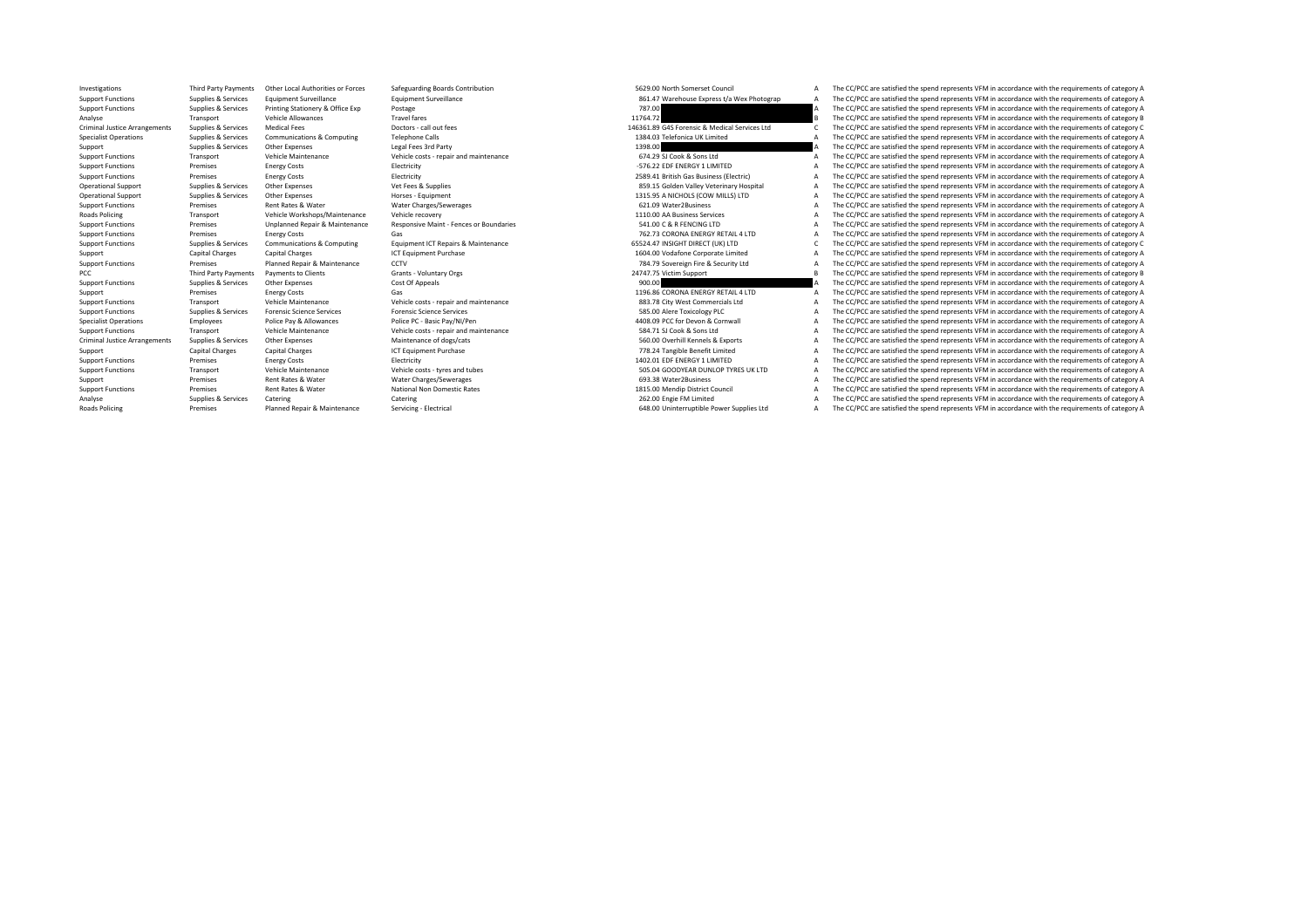| | | | | | | | |
|---|---|---|---|---|---|---|---|
| Investigations | Third Party Payments | Other Local Authorities or Forces | Safeguarding Boards Contribution | 5629.00 | North Somerset Council | A | The CC/PCC are satisfied the spend represents VFM in accordance with the requirements of category A |
| Support Functions | Supplies & Services | Equipment Surveillance | Equipment Surveillance | 861.47 | Warehouse Express t/a Wex Photograp | A | The CC/PCC are satisfied the spend represents VFM in accordance with the requirements of category A |
| Support Functions | Supplies & Services | Printing Stationery & Office Exp | Postage | 787.00 | | A | The CC/PCC are satisfied the spend represents VFM in accordance with the requirements of category A |
| Analyse | Transport | Vehicle Allowances | Travel fares | 11764.72 | | B | The CC/PCC are satisfied the spend represents VFM in accordance with the requirements of category B |
| Criminal Justice Arrangements | Supplies & Services | Medical Fees | Doctors - call out fees | 146361.89 | G4S Forensic & Medical Services Ltd | C | The CC/PCC are satisfied the spend represents VFM in accordance with the requirements of category C |
| Specialist Operations | Supplies & Services | Communications & Computing | Telephone Calls | 1384.03 | Telefonica UK Limited | A | The CC/PCC are satisfied the spend represents VFM in accordance with the requirements of category A |
| Support | Supplies & Services | Other Expenses | Legal Fees 3rd Party | 1398.00 | | A | The CC/PCC are satisfied the spend represents VFM in accordance with the requirements of category A |
| Support Functions | Transport | Vehicle Maintenance | Vehicle costs - repair and maintenance | 674.29 | SJ Cook & Sons Ltd | A | The CC/PCC are satisfied the spend represents VFM in accordance with the requirements of category A |
| Support Functions | Premises | Energy Costs | Electricity | -576.22 | EDF ENERGY 1 LIMITED | A | The CC/PCC are satisfied the spend represents VFM in accordance with the requirements of category A |
| Support Functions | Premises | Energy Costs | Electricity | 2589.41 | British Gas Business (Electric) | A | The CC/PCC are satisfied the spend represents VFM in accordance with the requirements of category A |
| Operational Support | Supplies & Services | Other Expenses | Vet Fees & Supplies | 859.15 | Golden Valley Veterinary Hospital | A | The CC/PCC are satisfied the spend represents VFM in accordance with the requirements of category A |
| Operational Support | Supplies & Services | Other Expenses | Horses - Equipment | 1315.95 | A NICHOLS (COW MILLS) LTD | A | The CC/PCC are satisfied the spend represents VFM in accordance with the requirements of category A |
| Support Functions | Premises | Rent Rates & Water | Water Charges/Sewerages | 621.09 | Water2Business | A | The CC/PCC are satisfied the spend represents VFM in accordance with the requirements of category A |
| Roads Policing | Transport | Vehicle Workshops/Maintenance | Vehicle recovery | 1110.00 | AA Business Services | A | The CC/PCC are satisfied the spend represents VFM in accordance with the requirements of category A |
| Support Functions | Premises | Unplanned Repair & Maintenance | Responsive Maint - Fences or Boundaries | 541.00 | C & R FENCING LTD | A | The CC/PCC are satisfied the spend represents VFM in accordance with the requirements of category A |
| Support Functions | Premises | Energy Costs | Gas | 762.73 | CORONA ENERGY RETAIL 4 LTD | A | The CC/PCC are satisfied the spend represents VFM in accordance with the requirements of category A |
| Support Functions | Supplies & Services | Communications & Computing | Equipment ICT Repairs & Maintenance | 65524.47 | INSIGHT DIRECT (UK) LTD | C | The CC/PCC are satisfied the spend represents VFM in accordance with the requirements of category C |
| Support | Capital Charges | Capital Charges | ICT Equipment Purchase | 1604.00 | Vodafone Corporate Limited | A | The CC/PCC are satisfied the spend represents VFM in accordance with the requirements of category A |
| Support Functions | Premises | Planned Repair & Maintenance | CCTV | 784.79 | Sovereign Fire & Security Ltd | A | The CC/PCC are satisfied the spend represents VFM in accordance with the requirements of category A |
| PCC | Third Party Payments | Payments to Clients | Grants - Voluntary Orgs | 24747.75 | Victim Support | B | The CC/PCC are satisfied the spend represents VFM in accordance with the requirements of category B |
| Support Functions | Supplies & Services | Other Expenses | Cost Of Appeals | 900.00 | | A | The CC/PCC are satisfied the spend represents VFM in accordance with the requirements of category A |
| Support | Premises | Energy Costs | Gas | 1196.86 | CORONA ENERGY RETAIL 4 LTD | A | The CC/PCC are satisfied the spend represents VFM in accordance with the requirements of category A |
| Support Functions | Transport | Vehicle Maintenance | Vehicle costs - repair and maintenance | 883.78 | City West Commercials Ltd | A | The CC/PCC are satisfied the spend represents VFM in accordance with the requirements of category A |
| Support Functions | Supplies & Services | Forensic Science Services | Forensic Science Services | 585.00 | Alere Toxicology PLC | A | The CC/PCC are satisfied the spend represents VFM in accordance with the requirements of category A |
| Specialist Operations | Employees | Police Pay & Allowances | Police PC - Basic Pay/NI/Pen | 4408.09 | PCC for Devon & Cornwall | A | The CC/PCC are satisfied the spend represents VFM in accordance with the requirements of category A |
| Support Functions | Transport | Vehicle Maintenance | Vehicle costs - repair and maintenance | 584.71 | SJ Cook & Sons Ltd | A | The CC/PCC are satisfied the spend represents VFM in accordance with the requirements of category A |
| Criminal Justice Arrangements | Supplies & Services | Other Expenses | Maintenance of dogs/cats | 560.00 | Overhill Kennels & Exports | A | The CC/PCC are satisfied the spend represents VFM in accordance with the requirements of category A |
| Support | Capital Charges | Capital Charges | ICT Equipment Purchase | 778.24 | Tangible Benefit Limited | A | The CC/PCC are satisfied the spend represents VFM in accordance with the requirements of category A |
| Support Functions | Premises | Energy Costs | Electricity | 1402.01 | EDF ENERGY 1 LIMITED | A | The CC/PCC are satisfied the spend represents VFM in accordance with the requirements of category A |
| Support Functions | Transport | Vehicle Maintenance | Vehicle costs - tyres and tubes | 505.04 | GOODYEAR DUNLOP TYRES UK LTD | A | The CC/PCC are satisfied the spend represents VFM in accordance with the requirements of category A |
| Support | Premises | Rent Rates & Water | Water Charges/Sewerages | 693.38 | Water2Business | A | The CC/PCC are satisfied the spend represents VFM in accordance with the requirements of category A |
| Support Functions | Premises | Rent Rates & Water | National Non Domestic Rates | 1815.00 | Mendip District Council | A | The CC/PCC are satisfied the spend represents VFM in accordance with the requirements of category A |
| Analyse | Supplies & Services | Catering | Catering | 262.00 | Engie FM Limited | A | The CC/PCC are satisfied the spend represents VFM in accordance with the requirements of category A |
| Roads Policing | Premises | Planned Repair & Maintenance | Servicing - Electrical | 648.00 | Uninterruptible Power Supplies Ltd | A | The CC/PCC are satisfied the spend represents VFM in accordance with the requirements of category A |